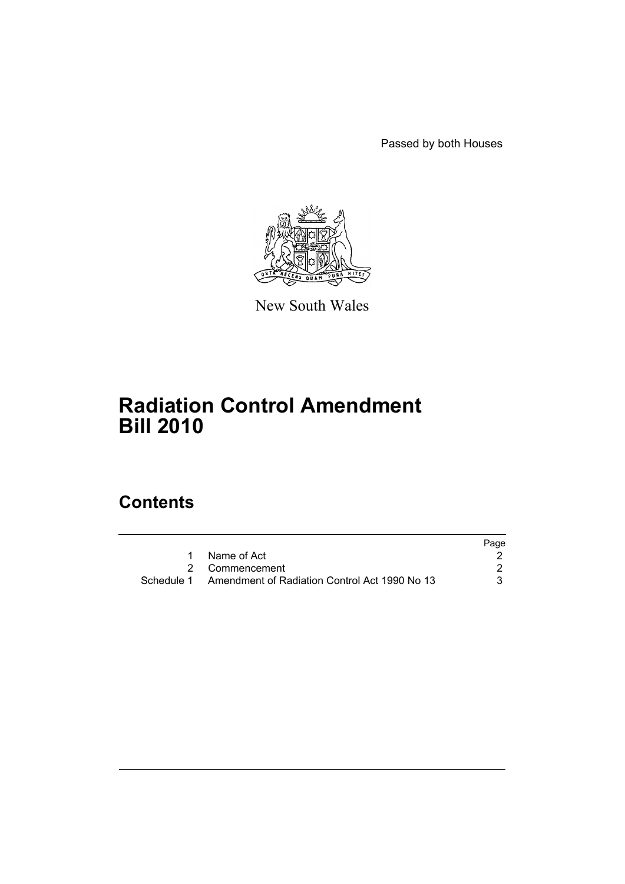Passed by both Houses

New South Wales

# Radiation Control Amendment Bill 2010

## Contents

| | | Page |
|---|---|---|
| 1 | Name of Act | 2 |
| 2 | Commencement | 2 |
| Schedule 1 | Amendment of Radiation Control Act 1990 No 13 | 3 |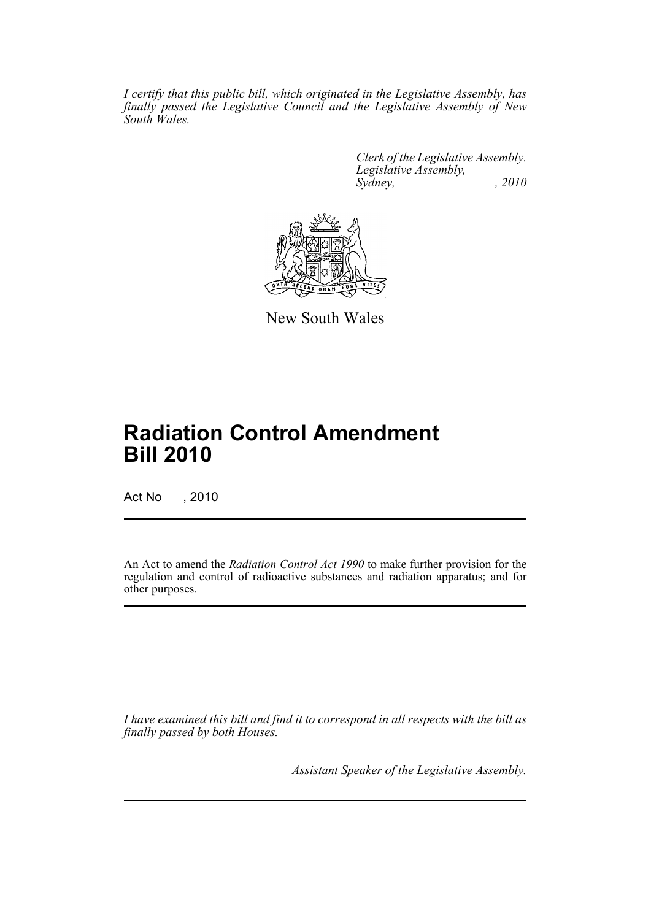*I certify that this public bill, which originated in the Legislative Assembly, has finally passed the Legislative Council and the Legislative Assembly of New South Wales.*

*Clerk of the Legislative Assembly.*
*Legislative Assembly,*
*Sydney, , 2010*

New South Wales

# Radiation Control Amendment Bill 2010

Act No , 2010

An Act to amend the *Radiation Control Act 1990* to make further provision for the regulation and control of radioactive substances and radiation apparatus; and for other purposes.

*I have examined this bill and find it to correspond in all respects with the bill as finally passed by both Houses.*

*Assistant Speaker of the Legislative Assembly.*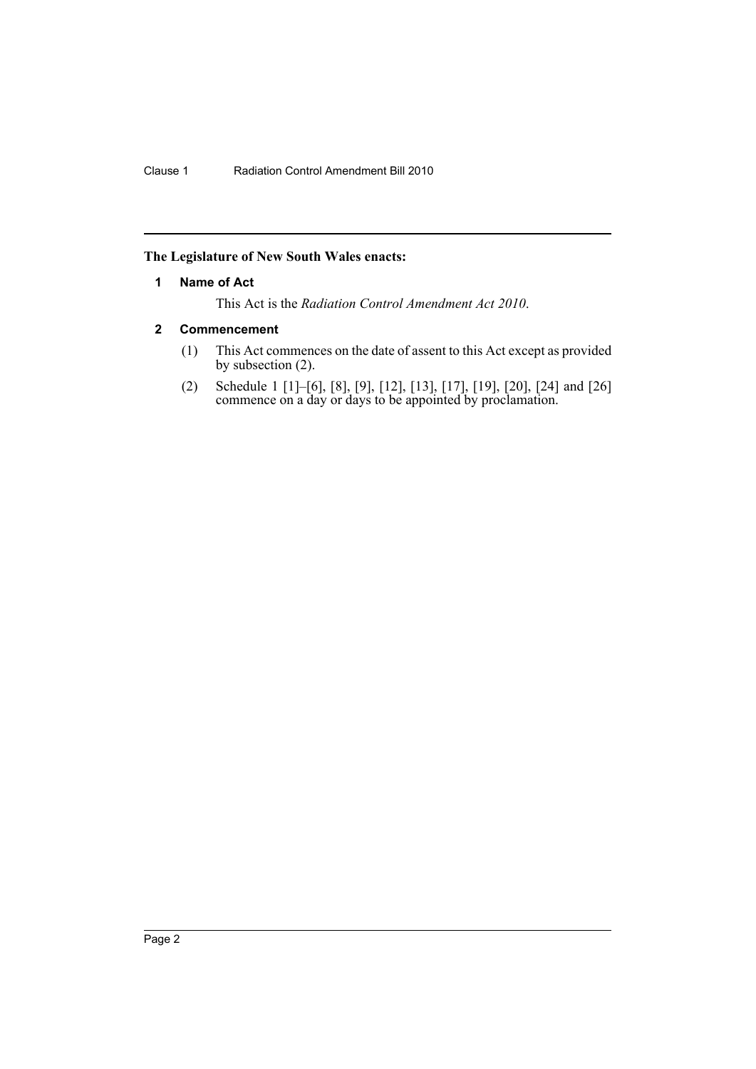**The Legislature of New South Wales enacts:**

### 1 Name of Act

This Act is the *Radiation Control Amendment Act 2010*.

### 2 Commencement

(1) This Act commences on the date of assent to this Act except as provided by subsection (2).

(2) Schedule 1 [1]–[6], [8], [9], [12], [13], [17], [19], [20], [24] and [26] commence on a day or days to be appointed by proclamation.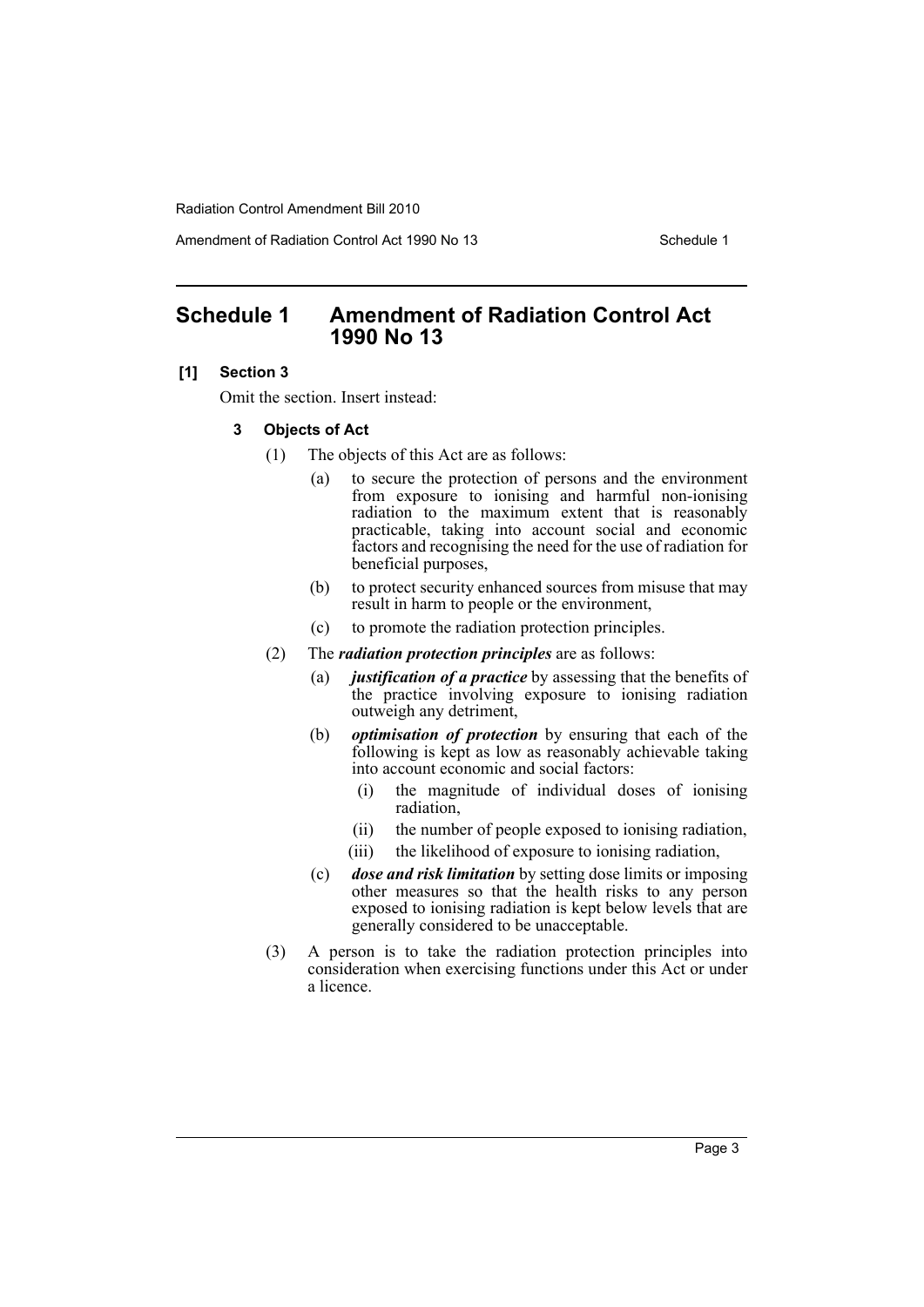# Schedule 1 Amendment of Radiation Control Act 1990 No 13

**[1] Section 3**

Omit the section. Insert instead:

**3 Objects of Act**

(1) The objects of this Act are as follows:

(a) to secure the protection of persons and the environment from exposure to ionising and harmful non-ionising radiation to the maximum extent that is reasonably practicable, taking into account social and economic factors and recognising the need for the use of radiation for beneficial purposes,

(b) to protect security enhanced sources from misuse that may result in harm to people or the environment,

(c) to promote the radiation protection principles.

(2) The ***radiation protection principles*** are as follows:

(a) ***justification of a practice*** by assessing that the benefits of the practice involving exposure to ionising radiation outweigh any detriment,

(b) ***optimisation of protection*** by ensuring that each of the following is kept as low as reasonably achievable taking into account economic and social factors:

(i) the magnitude of individual doses of ionising radiation,

(ii) the number of people exposed to ionising radiation,

(iii) the likelihood of exposure to ionising radiation,

(c) ***dose and risk limitation*** by setting dose limits or imposing other measures so that the health risks to any person exposed to ionising radiation is kept below levels that are generally considered to be unacceptable.

(3) A person is to take the radiation protection principles into consideration when exercising functions under this Act or under a licence.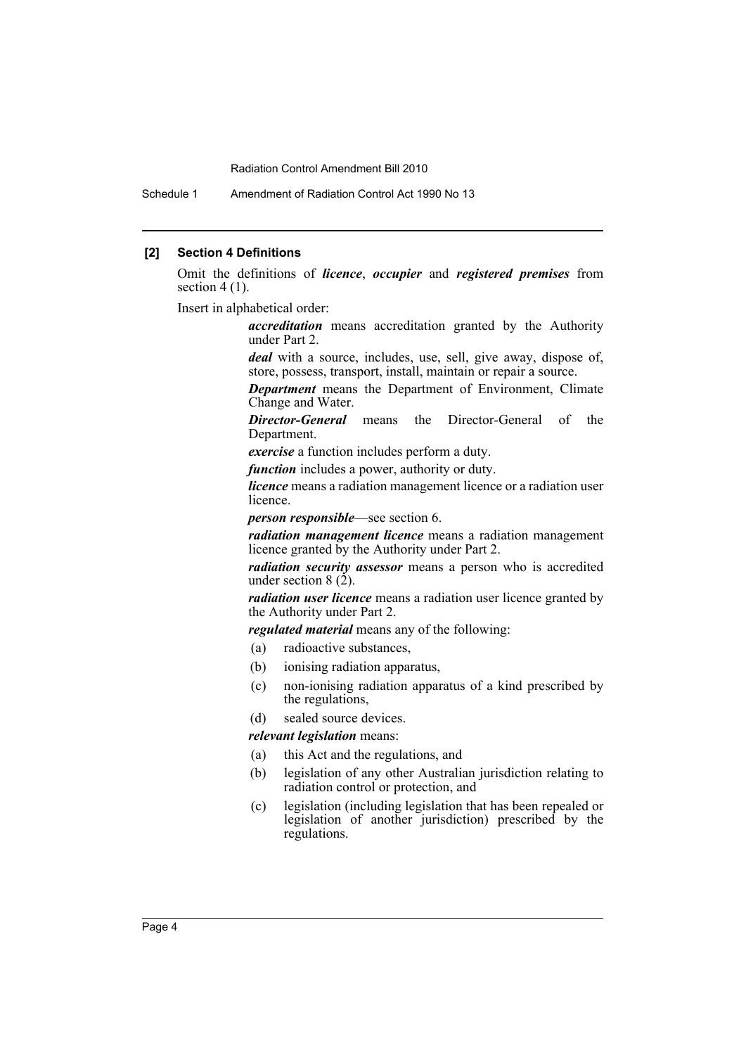**[2] Section 4 Definitions**

Omit the definitions of ***licence***, ***occupier*** and ***registered premises*** from section 4 (1).

Insert in alphabetical order:

> ***accreditation*** means accreditation granted by the Authority under Part 2.
>
> ***deal*** with a source, includes, use, sell, give away, dispose of, store, possess, transport, install, maintain or repair a source.
>
> ***Department*** means the Department of Environment, Climate Change and Water.
>
> ***Director-General*** means the Director-General of the Department.
>
> ***exercise*** a function includes perform a duty.
>
> ***function*** includes a power, authority or duty.
>
> ***licence*** means a radiation management licence or a radiation user licence.
>
> ***person responsible***—see section 6.
>
> ***radiation management licence*** means a radiation management licence granted by the Authority under Part 2.
>
> ***radiation security assessor*** means a person who is accredited under section 8 (2).
>
> ***radiation user licence*** means a radiation user licence granted by the Authority under Part 2.
>
> ***regulated material*** means any of the following:
>
> (a) radioactive substances,
>
> (b) ionising radiation apparatus,
>
> (c) non-ionising radiation apparatus of a kind prescribed by the regulations,
>
> (d) sealed source devices.
>
> ***relevant legislation*** means:
>
> (a) this Act and the regulations, and
>
> (b) legislation of any other Australian jurisdiction relating to radiation control or protection, and
>
> (c) legislation (including legislation that has been repealed or legislation of another jurisdiction) prescribed by the regulations.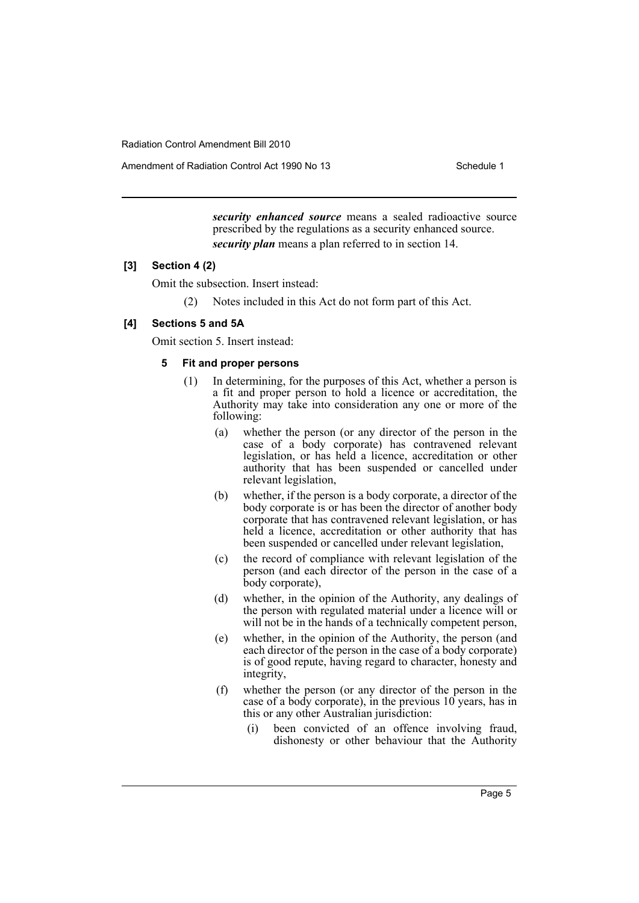***security enhanced source*** means a sealed radioactive source prescribed by the regulations as a security enhanced source.

***security plan*** means a plan referred to in section 14.

**[3] Section 4 (2)**

Omit the subsection. Insert instead:

(2) Notes included in this Act do not form part of this Act.

**[4] Sections 5 and 5A**

Omit section 5. Insert instead:

**5 Fit and proper persons**

(1) In determining, for the purposes of this Act, whether a person is a fit and proper person to hold a licence or accreditation, the Authority may take into consideration any one or more of the following:

(a) whether the person (or any director of the person in the case of a body corporate) has contravened relevant legislation, or has held a licence, accreditation or other authority that has been suspended or cancelled under relevant legislation,

(b) whether, if the person is a body corporate, a director of the body corporate is or has been the director of another body corporate that has contravened relevant legislation, or has held a licence, accreditation or other authority that has been suspended or cancelled under relevant legislation,

(c) the record of compliance with relevant legislation of the person (and each director of the person in the case of a body corporate),

(d) whether, in the opinion of the Authority, any dealings of the person with regulated material under a licence will or will not be in the hands of a technically competent person,

(e) whether, in the opinion of the Authority, the person (and each director of the person in the case of a body corporate) is of good repute, having regard to character, honesty and integrity,

(f) whether the person (or any director of the person in the case of a body corporate), in the previous 10 years, has in this or any other Australian jurisdiction:

(i) been convicted of an offence involving fraud, dishonesty or other behaviour that the Authority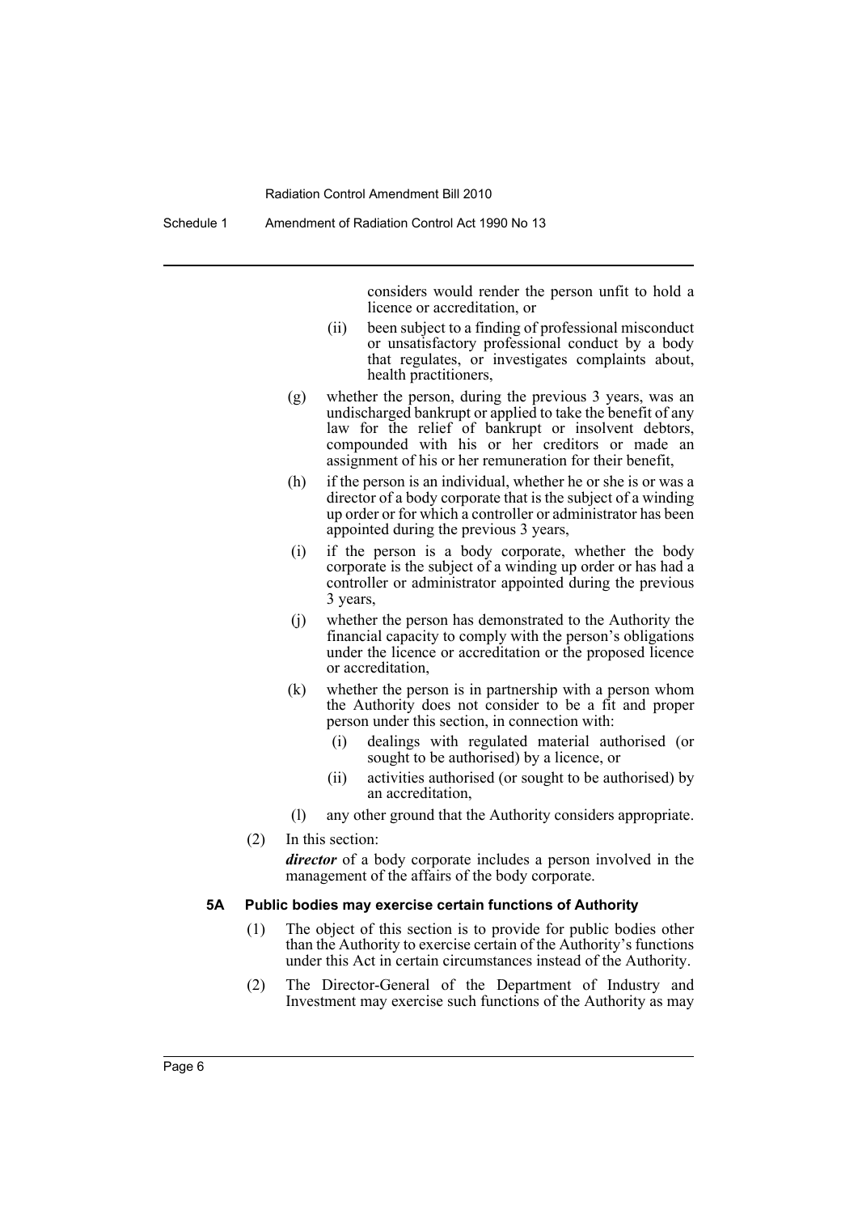considers would render the person unfit to hold a licence or accreditation, or

(ii) been subject to a finding of professional misconduct or unsatisfactory professional conduct by a body that regulates, or investigates complaints about, health practitioners,

(g) whether the person, during the previous 3 years, was an undischarged bankrupt or applied to take the benefit of any law for the relief of bankrupt or insolvent debtors, compounded with his or her creditors or made an assignment of his or her remuneration for their benefit,

(h) if the person is an individual, whether he or she is or was a director of a body corporate that is the subject of a winding up order or for which a controller or administrator has been appointed during the previous 3 years,

(i) if the person is a body corporate, whether the body corporate is the subject of a winding up order or has had a controller or administrator appointed during the previous 3 years,

(j) whether the person has demonstrated to the Authority the financial capacity to comply with the person's obligations under the licence or accreditation or the proposed licence or accreditation,

(k) whether the person is in partnership with a person whom the Authority does not consider to be a fit and proper person under this section, in connection with:

(i) dealings with regulated material authorised (or sought to be authorised) by a licence, or

(ii) activities authorised (or sought to be authorised) by an accreditation,

(l) any other ground that the Authority considers appropriate.

(2) In this section:

***director*** of a body corporate includes a person involved in the management of the affairs of the body corporate.

#### 5A Public bodies may exercise certain functions of Authority

(1) The object of this section is to provide for public bodies other than the Authority to exercise certain of the Authority's functions under this Act in certain circumstances instead of the Authority.

(2) The Director-General of the Department of Industry and Investment may exercise such functions of the Authority as may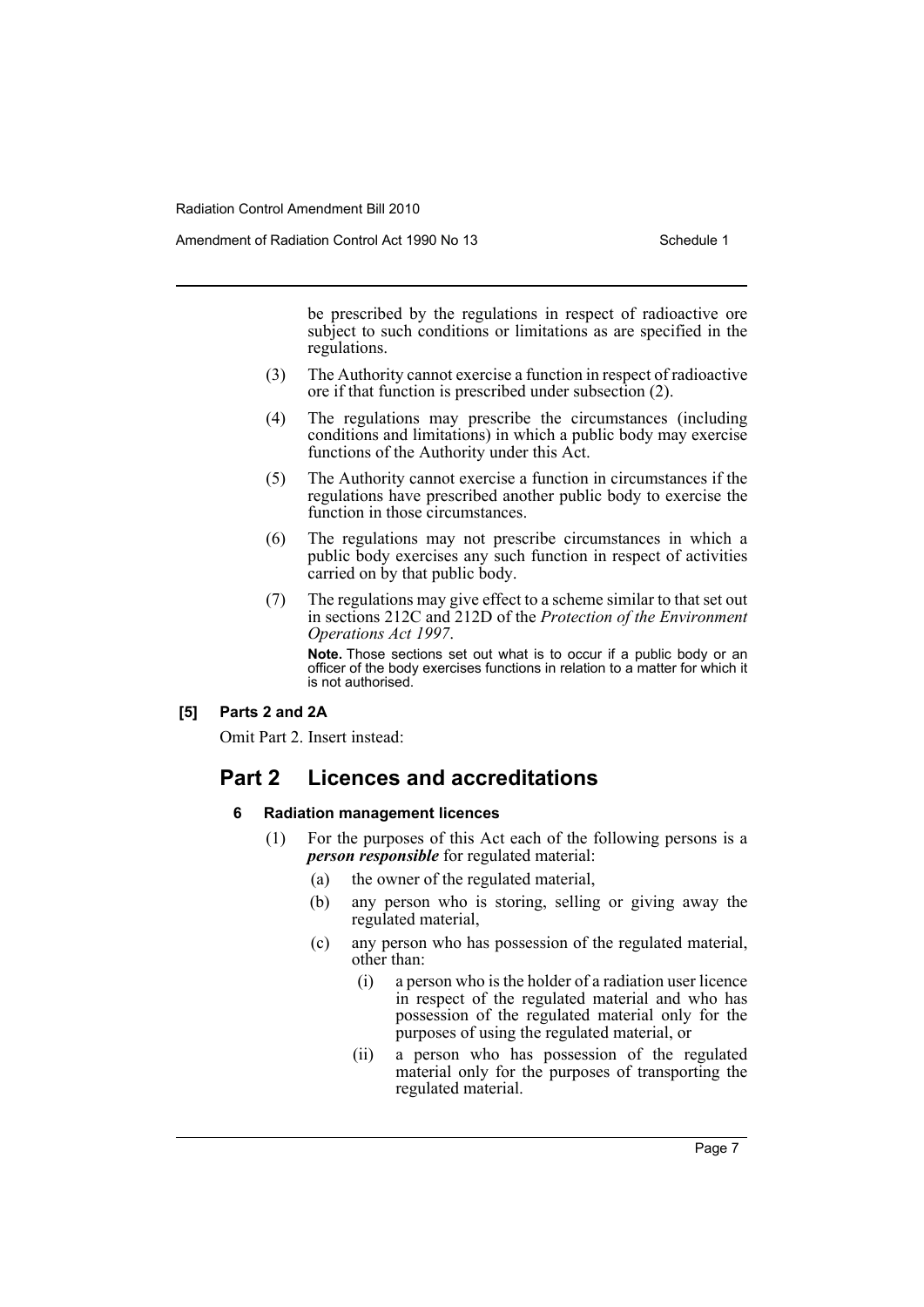be prescribed by the regulations in respect of radioactive ore subject to such conditions or limitations as are specified in the regulations.

(3) The Authority cannot exercise a function in respect of radioactive ore if that function is prescribed under subsection (2).

(4) The regulations may prescribe the circumstances (including conditions and limitations) in which a public body may exercise functions of the Authority under this Act.

(5) The Authority cannot exercise a function in circumstances if the regulations have prescribed another public body to exercise the function in those circumstances.

(6) The regulations may not prescribe circumstances in which a public body exercises any such function in respect of activities carried on by that public body.

(7) The regulations may give effect to a scheme similar to that set out in sections 212C and 212D of the *Protection of the Environment Operations Act 1997*.

**Note.** Those sections set out what is to occur if a public body or an officer of the body exercises functions in relation to a matter for which it is not authorised.

**[5] Parts 2 and 2A**

Omit Part 2. Insert instead:

## Part 2 Licences and accreditations

### 6 Radiation management licences

(1) For the purposes of this Act each of the following persons is a ***person responsible*** for regulated material:

(a) the owner of the regulated material,

(b) any person who is storing, selling or giving away the regulated material,

(c) any person who has possession of the regulated material, other than:

(i) a person who is the holder of a radiation user licence in respect of the regulated material and who has possession of the regulated material only for the purposes of using the regulated material, or

(ii) a person who has possession of the regulated material only for the purposes of transporting the regulated material.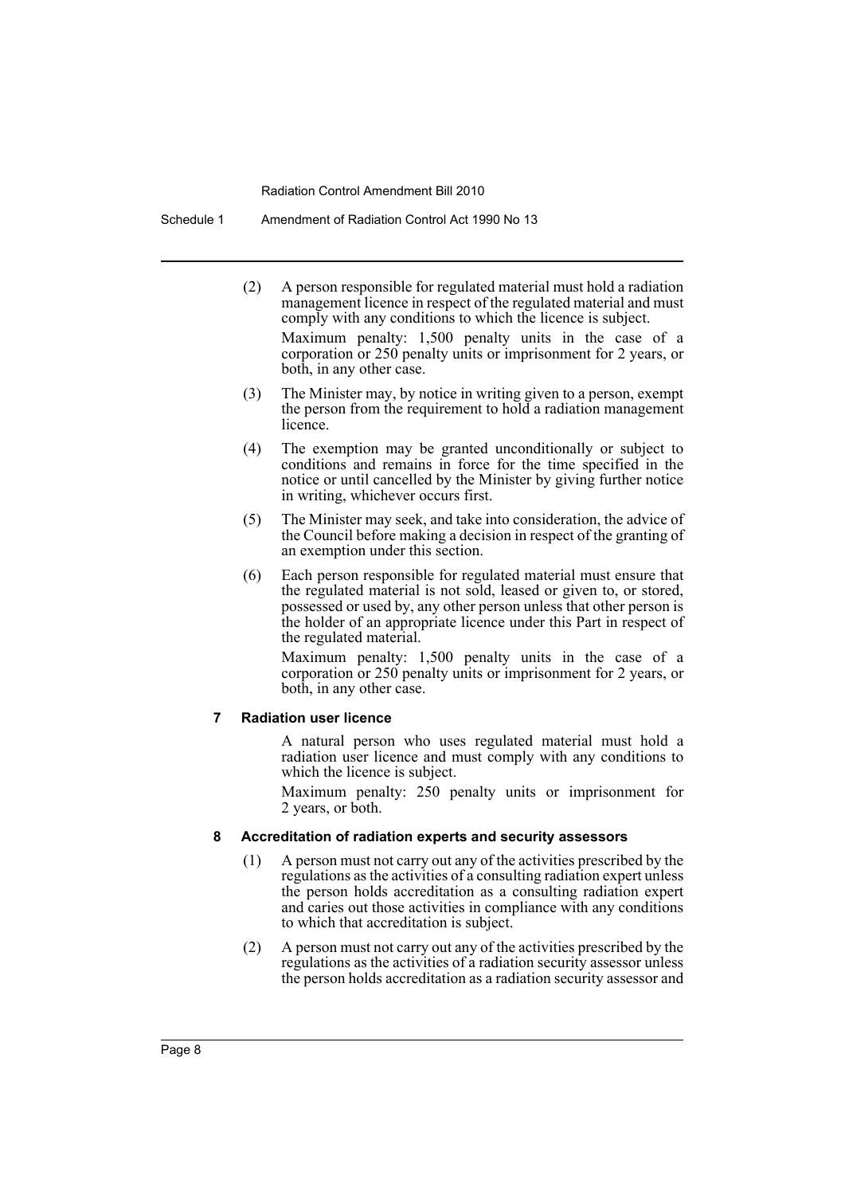(2) A person responsible for regulated material must hold a radiation management licence in respect of the regulated material and must comply with any conditions to which the licence is subject.

Maximum penalty: 1,500 penalty units in the case of a corporation or 250 penalty units or imprisonment for 2 years, or both, in any other case.

(3) The Minister may, by notice in writing given to a person, exempt the person from the requirement to hold a radiation management licence.

(4) The exemption may be granted unconditionally or subject to conditions and remains in force for the time specified in the notice or until cancelled by the Minister by giving further notice in writing, whichever occurs first.

(5) The Minister may seek, and take into consideration, the advice of the Council before making a decision in respect of the granting of an exemption under this section.

(6) Each person responsible for regulated material must ensure that the regulated material is not sold, leased or given to, or stored, possessed or used by, any other person unless that other person is the holder of an appropriate licence under this Part in respect of the regulated material.

Maximum penalty: 1,500 penalty units in the case of a corporation or 250 penalty units or imprisonment for 2 years, or both, in any other case.

#### 7 Radiation user licence

A natural person who uses regulated material must hold a radiation user licence and must comply with any conditions to which the licence is subject.

Maximum penalty: 250 penalty units or imprisonment for 2 years, or both.

#### 8 Accreditation of radiation experts and security assessors

(1) A person must not carry out any of the activities prescribed by the regulations as the activities of a consulting radiation expert unless the person holds accreditation as a consulting radiation expert and caries out those activities in compliance with any conditions to which that accreditation is subject.

(2) A person must not carry out any of the activities prescribed by the regulations as the activities of a radiation security assessor unless the person holds accreditation as a radiation security assessor and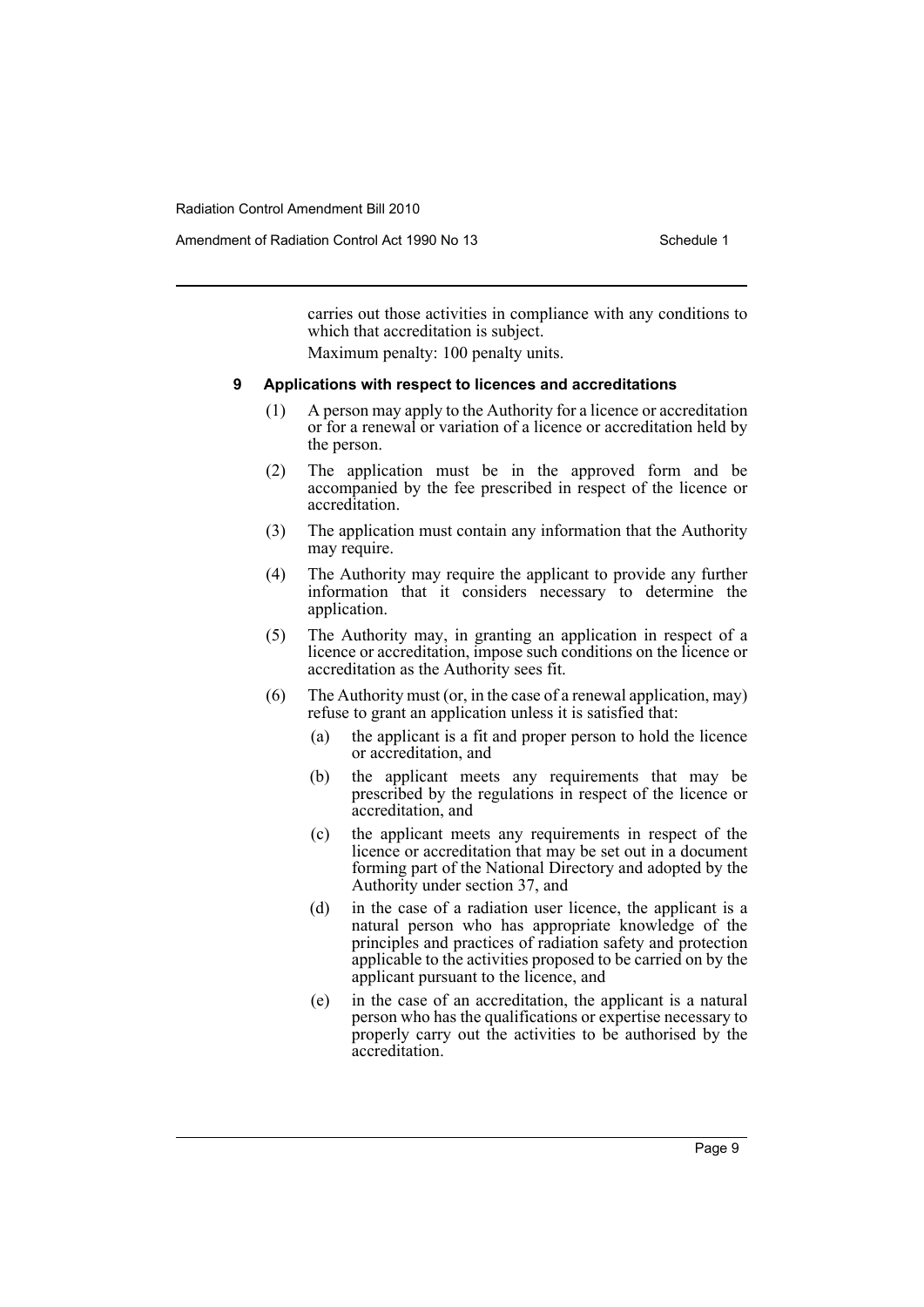carries out those activities in compliance with any conditions to which that accreditation is subject.

Maximum penalty: 100 penalty units.

### 9 Applications with respect to licences and accreditations

(1) A person may apply to the Authority for a licence or accreditation or for a renewal or variation of a licence or accreditation held by the person.

(2) The application must be in the approved form and be accompanied by the fee prescribed in respect of the licence or accreditation.

(3) The application must contain any information that the Authority may require.

(4) The Authority may require the applicant to provide any further information that it considers necessary to determine the application.

(5) The Authority may, in granting an application in respect of a licence or accreditation, impose such conditions on the licence or accreditation as the Authority sees fit.

(6) The Authority must (or, in the case of a renewal application, may) refuse to grant an application unless it is satisfied that:

- (a) the applicant is a fit and proper person to hold the licence or accreditation, and
- (b) the applicant meets any requirements that may be prescribed by the regulations in respect of the licence or accreditation, and
- (c) the applicant meets any requirements in respect of the licence or accreditation that may be set out in a document forming part of the National Directory and adopted by the Authority under section 37, and
- (d) in the case of a radiation user licence, the applicant is a natural person who has appropriate knowledge of the principles and practices of radiation safety and protection applicable to the activities proposed to be carried on by the applicant pursuant to the licence, and
- (e) in the case of an accreditation, the applicant is a natural person who has the qualifications or expertise necessary to properly carry out the activities to be authorised by the accreditation.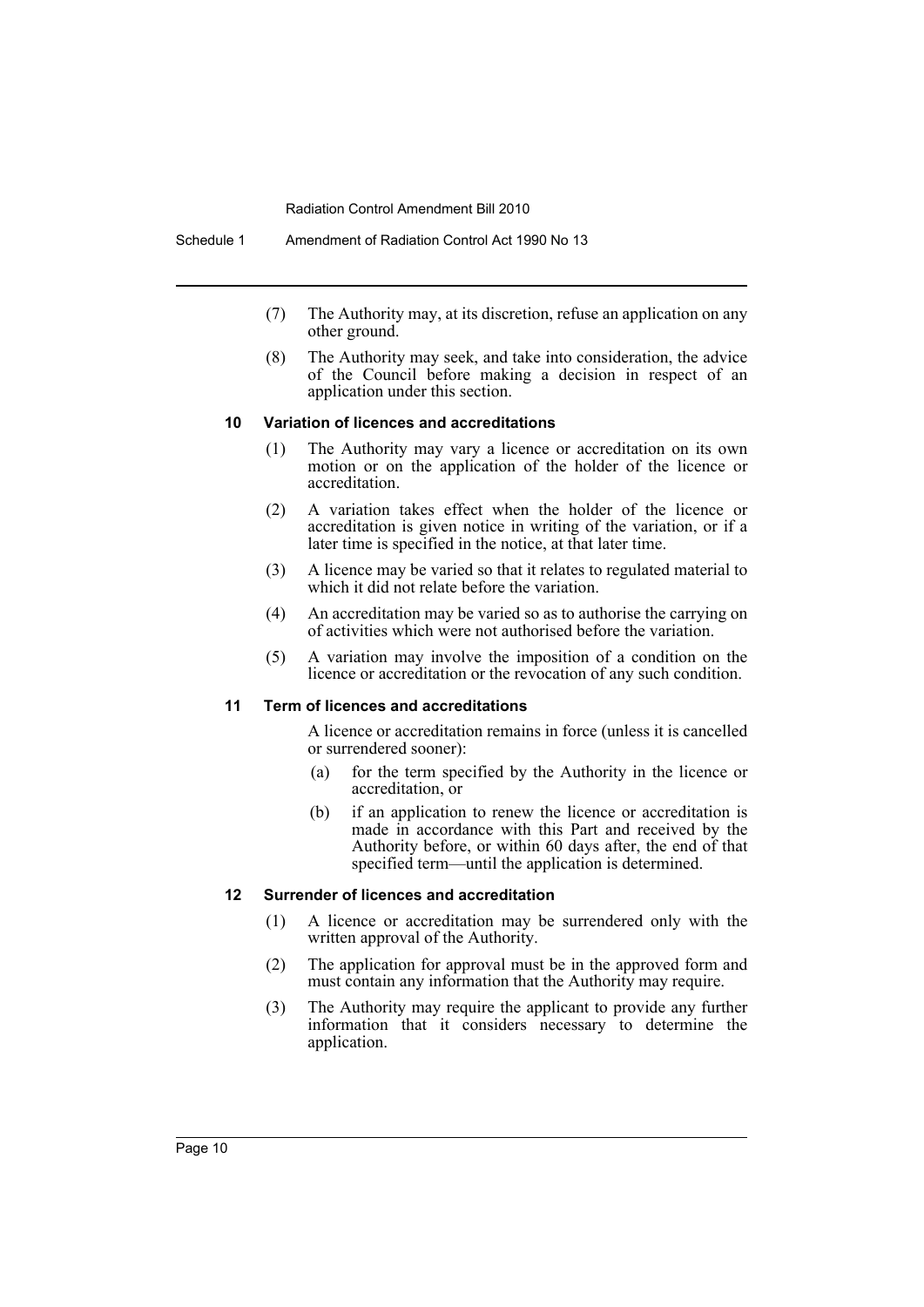(7) The Authority may, at its discretion, refuse an application on any other ground.

(8) The Authority may seek, and take into consideration, the advice of the Council before making a decision in respect of an application under this section.

#### 10 Variation of licences and accreditations

(1) The Authority may vary a licence or accreditation on its own motion or on the application of the holder of the licence or accreditation.

(2) A variation takes effect when the holder of the licence or accreditation is given notice in writing of the variation, or if a later time is specified in the notice, at that later time.

(3) A licence may be varied so that it relates to regulated material to which it did not relate before the variation.

(4) An accreditation may be varied so as to authorise the carrying on of activities which were not authorised before the variation.

(5) A variation may involve the imposition of a condition on the licence or accreditation or the revocation of any such condition.

#### 11 Term of licences and accreditations

A licence or accreditation remains in force (unless it is cancelled or surrendered sooner):

(a) for the term specified by the Authority in the licence or accreditation, or

(b) if an application to renew the licence or accreditation is made in accordance with this Part and received by the Authority before, or within 60 days after, the end of that specified term—until the application is determined.

#### 12 Surrender of licences and accreditation

(1) A licence or accreditation may be surrendered only with the written approval of the Authority.

(2) The application for approval must be in the approved form and must contain any information that the Authority may require.

(3) The Authority may require the applicant to provide any further information that it considers necessary to determine the application.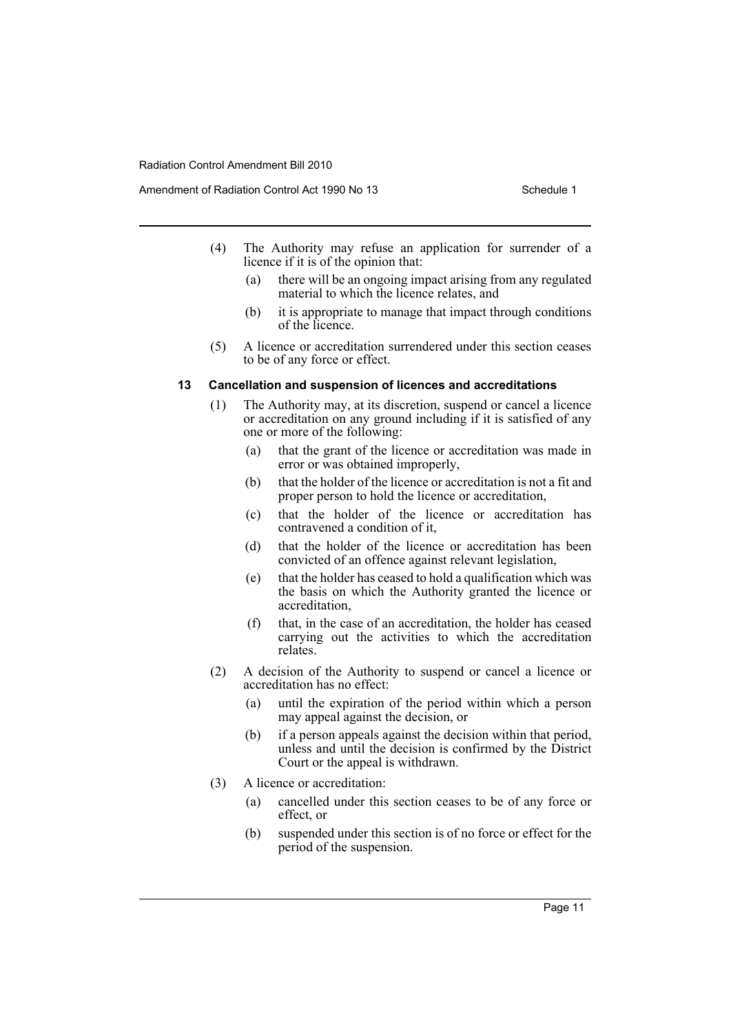(4) The Authority may refuse an application for surrender of a licence if it is of the opinion that:

(a) there will be an ongoing impact arising from any regulated material to which the licence relates, and

(b) it is appropriate to manage that impact through conditions of the licence.

(5) A licence or accreditation surrendered under this section ceases to be of any force or effect.

### 13 Cancellation and suspension of licences and accreditations

(1) The Authority may, at its discretion, suspend or cancel a licence or accreditation on any ground including if it is satisfied of any one or more of the following:

(a) that the grant of the licence or accreditation was made in error or was obtained improperly,

(b) that the holder of the licence or accreditation is not a fit and proper person to hold the licence or accreditation,

(c) that the holder of the licence or accreditation has contravened a condition of it,

(d) that the holder of the licence or accreditation has been convicted of an offence against relevant legislation,

(e) that the holder has ceased to hold a qualification which was the basis on which the Authority granted the licence or accreditation,

(f) that, in the case of an accreditation, the holder has ceased carrying out the activities to which the accreditation relates.

(2) A decision of the Authority to suspend or cancel a licence or accreditation has no effect:

(a) until the expiration of the period within which a person may appeal against the decision, or

(b) if a person appeals against the decision within that period, unless and until the decision is confirmed by the District Court or the appeal is withdrawn.

(3) A licence or accreditation:

(a) cancelled under this section ceases to be of any force or effect, or

(b) suspended under this section is of no force or effect for the period of the suspension.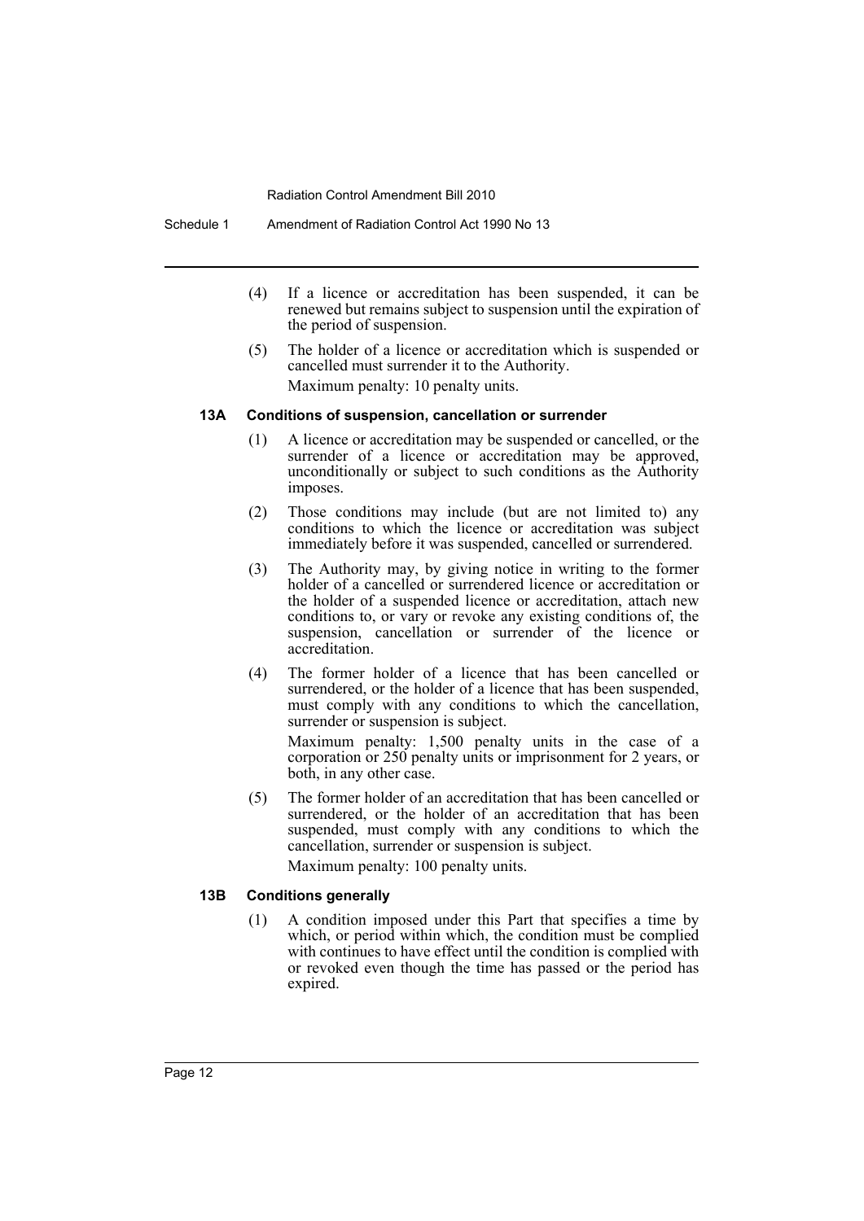(4) If a licence or accreditation has been suspended, it can be renewed but remains subject to suspension until the expiration of the period of suspension.

(5) The holder of a licence or accreditation which is suspended or cancelled must surrender it to the Authority.

Maximum penalty: 10 penalty units.

#### 13A Conditions of suspension, cancellation or surrender

(1) A licence or accreditation may be suspended or cancelled, or the surrender of a licence or accreditation may be approved, unconditionally or subject to such conditions as the Authority imposes.

(2) Those conditions may include (but are not limited to) any conditions to which the licence or accreditation was subject immediately before it was suspended, cancelled or surrendered.

(3) The Authority may, by giving notice in writing to the former holder of a cancelled or surrendered licence or accreditation or the holder of a suspended licence or accreditation, attach new conditions to, or vary or revoke any existing conditions of, the suspension, cancellation or surrender of the licence or accreditation.

(4) The former holder of a licence that has been cancelled or surrendered, or the holder of a licence that has been suspended, must comply with any conditions to which the cancellation, surrender or suspension is subject.

Maximum penalty: 1,500 penalty units in the case of a corporation or 250 penalty units or imprisonment for 2 years, or both, in any other case.

(5) The former holder of an accreditation that has been cancelled or surrendered, or the holder of an accreditation that has been suspended, must comply with any conditions to which the cancellation, surrender or suspension is subject.

Maximum penalty: 100 penalty units.

#### 13B Conditions generally

(1) A condition imposed under this Part that specifies a time by which, or period within which, the condition must be complied with continues to have effect until the condition is complied with or revoked even though the time has passed or the period has expired.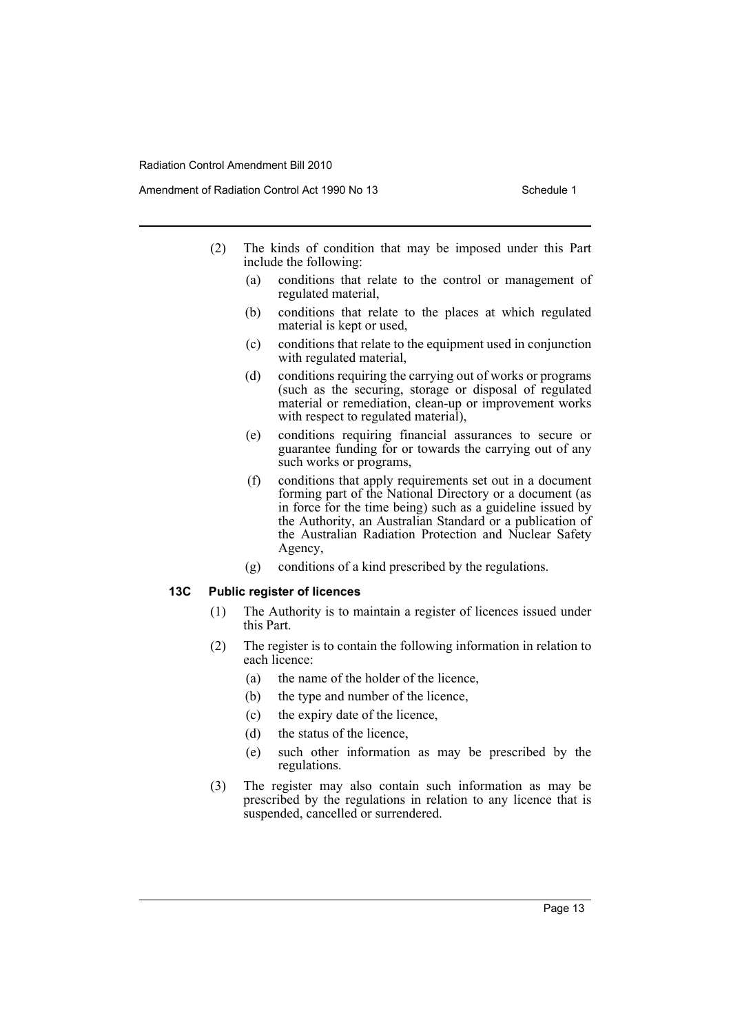(2) The kinds of condition that may be imposed under this Part include the following:

(a) conditions that relate to the control or management of regulated material,

(b) conditions that relate to the places at which regulated material is kept or used,

(c) conditions that relate to the equipment used in conjunction with regulated material,

(d) conditions requiring the carrying out of works or programs (such as the securing, storage or disposal of regulated material or remediation, clean-up or improvement works with respect to regulated material),

(e) conditions requiring financial assurances to secure or guarantee funding for or towards the carrying out of any such works or programs,

(f) conditions that apply requirements set out in a document forming part of the National Directory or a document (as in force for the time being) such as a guideline issued by the Authority, an Australian Standard or a publication of the Australian Radiation Protection and Nuclear Safety Agency,

(g) conditions of a kind prescribed by the regulations.

### 13C Public register of licences

(1) The Authority is to maintain a register of licences issued under this Part.

(2) The register is to contain the following information in relation to each licence:

(a) the name of the holder of the licence,

(b) the type and number of the licence,

(c) the expiry date of the licence,

(d) the status of the licence,

(e) such other information as may be prescribed by the regulations.

(3) The register may also contain such information as may be prescribed by the regulations in relation to any licence that is suspended, cancelled or surrendered.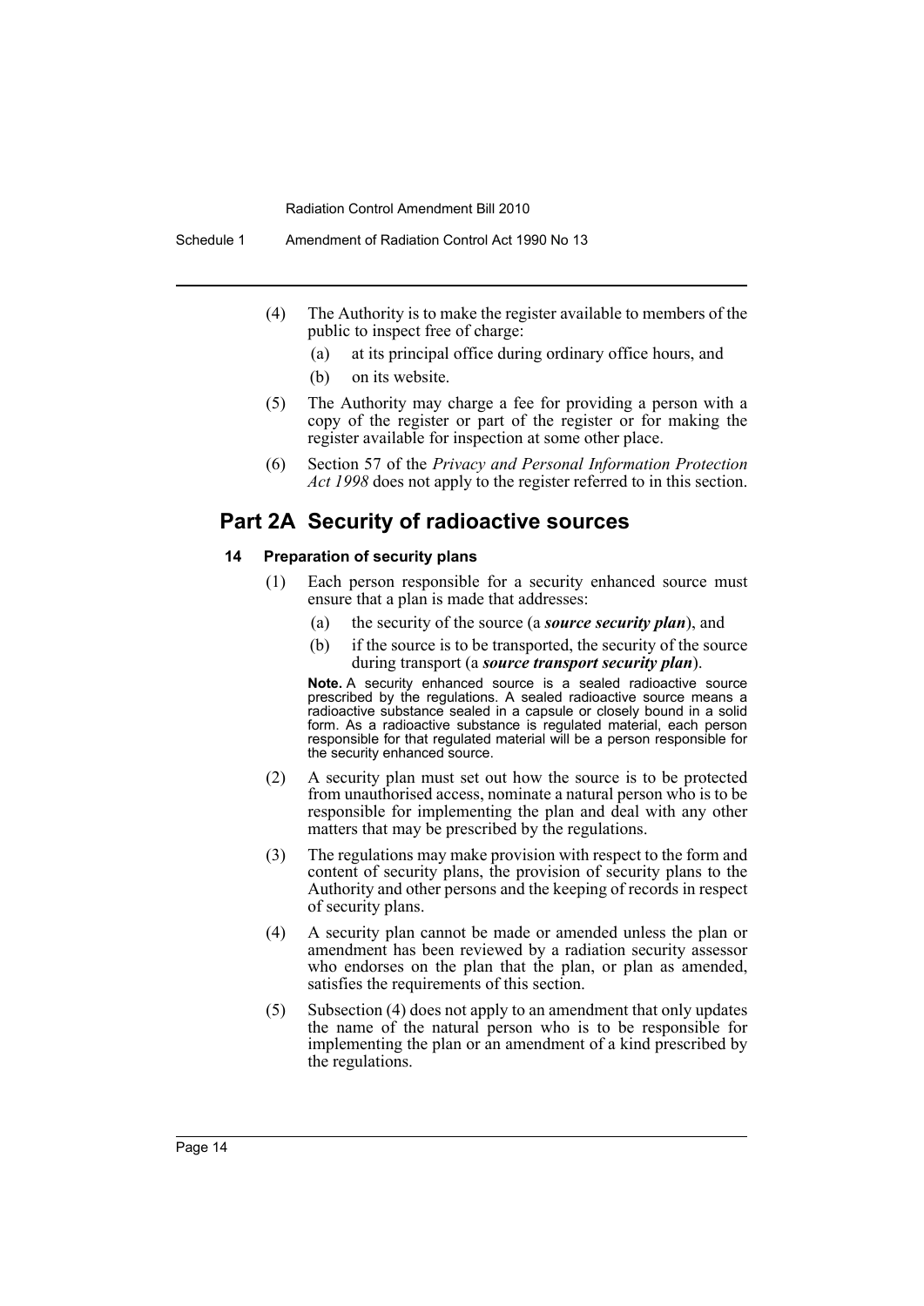(4) The Authority is to make the register available to members of the public to inspect free of charge:

  (a) at its principal office during ordinary office hours, and

  (b) on its website.

(5) The Authority may charge a fee for providing a person with a copy of the register or part of the register or for making the register available for inspection at some other place.

(6) Section 57 of the *Privacy and Personal Information Protection Act 1998* does not apply to the register referred to in this section.

## Part 2A Security of radioactive sources

### 14 Preparation of security plans

(1) Each person responsible for a security enhanced source must ensure that a plan is made that addresses:

  (a) the security of the source (a ***source security plan***), and

  (b) if the source is to be transported, the security of the source during transport (a ***source transport security plan***).

**Note.** A security enhanced source is a sealed radioactive source prescribed by the regulations. A sealed radioactive source means a radioactive substance sealed in a capsule or closely bound in a solid form. As a radioactive substance is regulated material, each person responsible for that regulated material will be a person responsible for the security enhanced source.

(2) A security plan must set out how the source is to be protected from unauthorised access, nominate a natural person who is to be responsible for implementing the plan and deal with any other matters that may be prescribed by the regulations.

(3) The regulations may make provision with respect to the form and content of security plans, the provision of security plans to the Authority and other persons and the keeping of records in respect of security plans.

(4) A security plan cannot be made or amended unless the plan or amendment has been reviewed by a radiation security assessor who endorses on the plan that the plan, or plan as amended, satisfies the requirements of this section.

(5) Subsection (4) does not apply to an amendment that only updates the name of the natural person who is to be responsible for implementing the plan or an amendment of a kind prescribed by the regulations.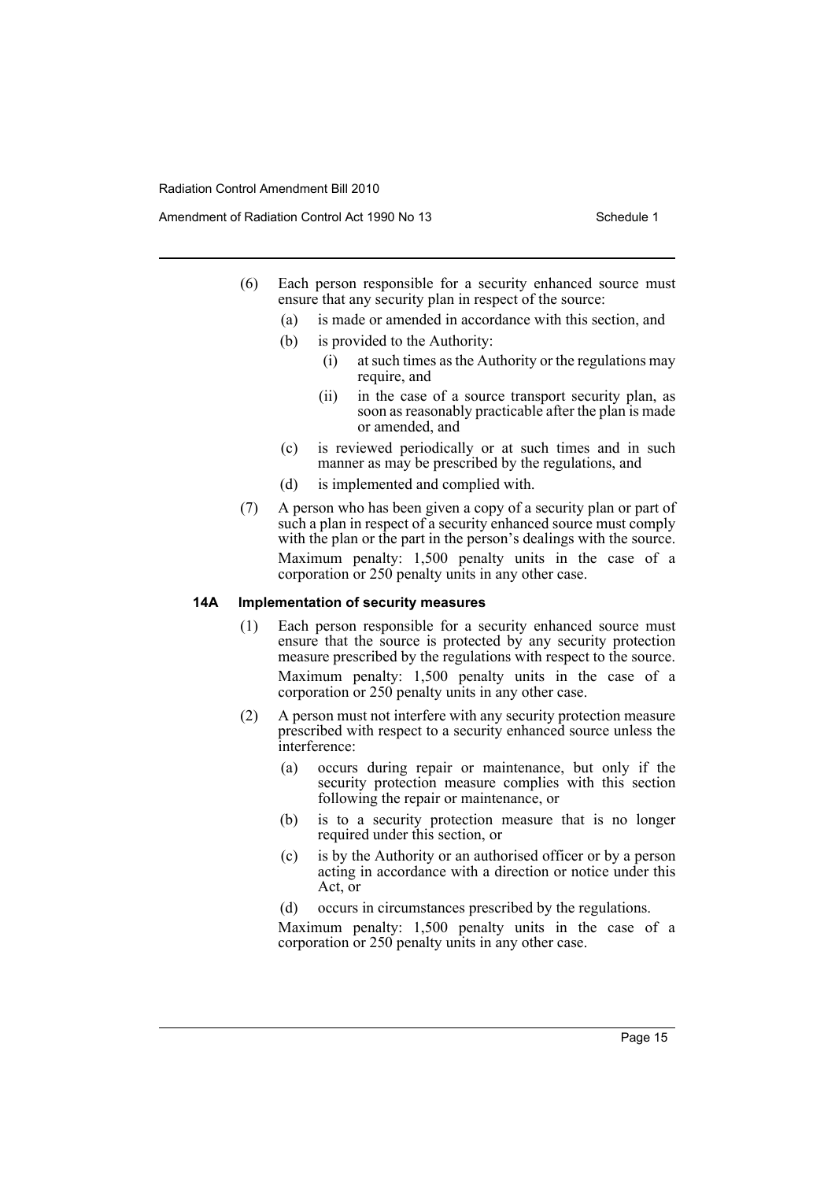(6) Each person responsible for a security enhanced source must ensure that any security plan in respect of the source:

  (a) is made or amended in accordance with this section, and

  (b) is provided to the Authority:

    (i) at such times as the Authority or the regulations may require, and

    (ii) in the case of a source transport security plan, as soon as reasonably practicable after the plan is made or amended, and

  (c) is reviewed periodically or at such times and in such manner as may be prescribed by the regulations, and

  (d) is implemented and complied with.

(7) A person who has been given a copy of a security plan or part of such a plan in respect of a security enhanced source must comply with the plan or the part in the person's dealings with the source.

Maximum penalty: 1,500 penalty units in the case of a corporation or 250 penalty units in any other case.

### 14A Implementation of security measures

(1) Each person responsible for a security enhanced source must ensure that the source is protected by any security protection measure prescribed by the regulations with respect to the source.

Maximum penalty: 1,500 penalty units in the case of a corporation or 250 penalty units in any other case.

(2) A person must not interfere with any security protection measure prescribed with respect to a security enhanced source unless the interference:

  (a) occurs during repair or maintenance, but only if the security protection measure complies with this section following the repair or maintenance, or

  (b) is to a security protection measure that is no longer required under this section, or

  (c) is by the Authority or an authorised officer or by a person acting in accordance with a direction or notice under this Act, or

  (d) occurs in circumstances prescribed by the regulations.

Maximum penalty: 1,500 penalty units in the case of a corporation or 250 penalty units in any other case.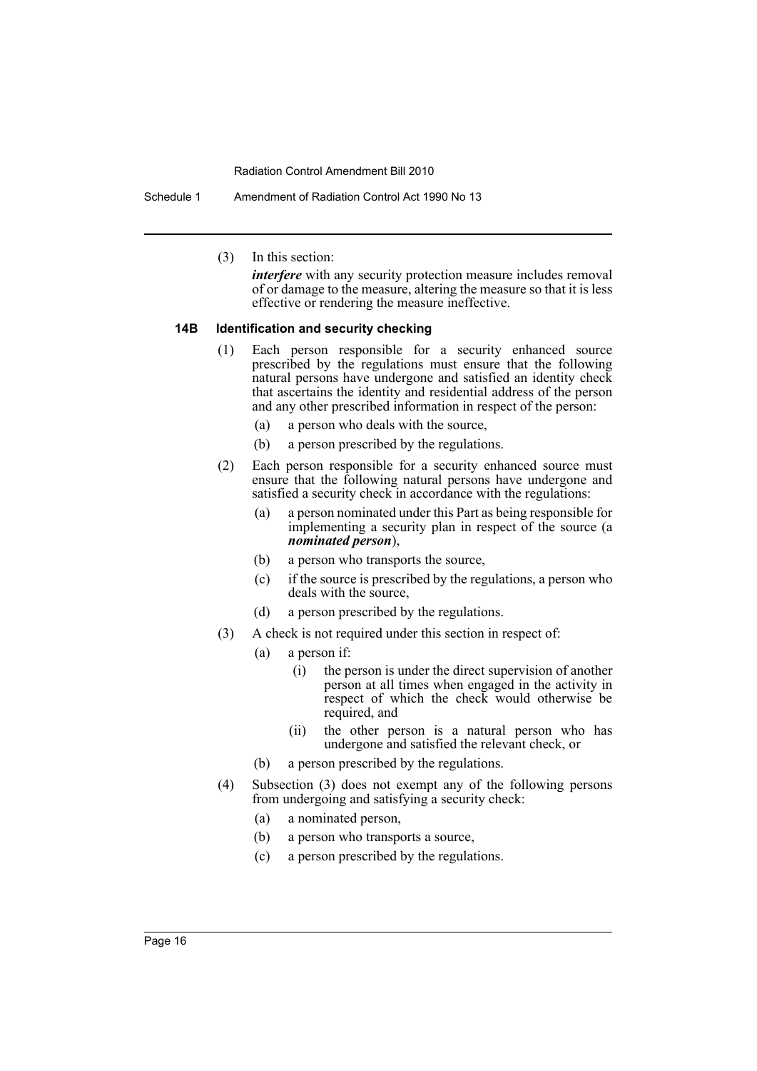(3) In this section:

***interfere*** with any security protection measure includes removal of or damage to the measure, altering the measure so that it is less effective or rendering the measure ineffective.

#### 14B Identification and security checking

(1) Each person responsible for a security enhanced source prescribed by the regulations must ensure that the following natural persons have undergone and satisfied an identity check that ascertains the identity and residential address of the person and any other prescribed information in respect of the person:

- (a) a person who deals with the source,
- (b) a person prescribed by the regulations.

(2) Each person responsible for a security enhanced source must ensure that the following natural persons have undergone and satisfied a security check in accordance with the regulations:

- (a) a person nominated under this Part as being responsible for implementing a security plan in respect of the source (a ***nominated person***),
- (b) a person who transports the source,
- (c) if the source is prescribed by the regulations, a person who deals with the source,
- (d) a person prescribed by the regulations.

(3) A check is not required under this section in respect of:

- (a) a person if:
  - (i) the person is under the direct supervision of another person at all times when engaged in the activity in respect of which the check would otherwise be required, and
  - (ii) the other person is a natural person who has undergone and satisfied the relevant check, or
- (b) a person prescribed by the regulations.

(4) Subsection (3) does not exempt any of the following persons from undergoing and satisfying a security check:

- (a) a nominated person,
- (b) a person who transports a source,
- (c) a person prescribed by the regulations.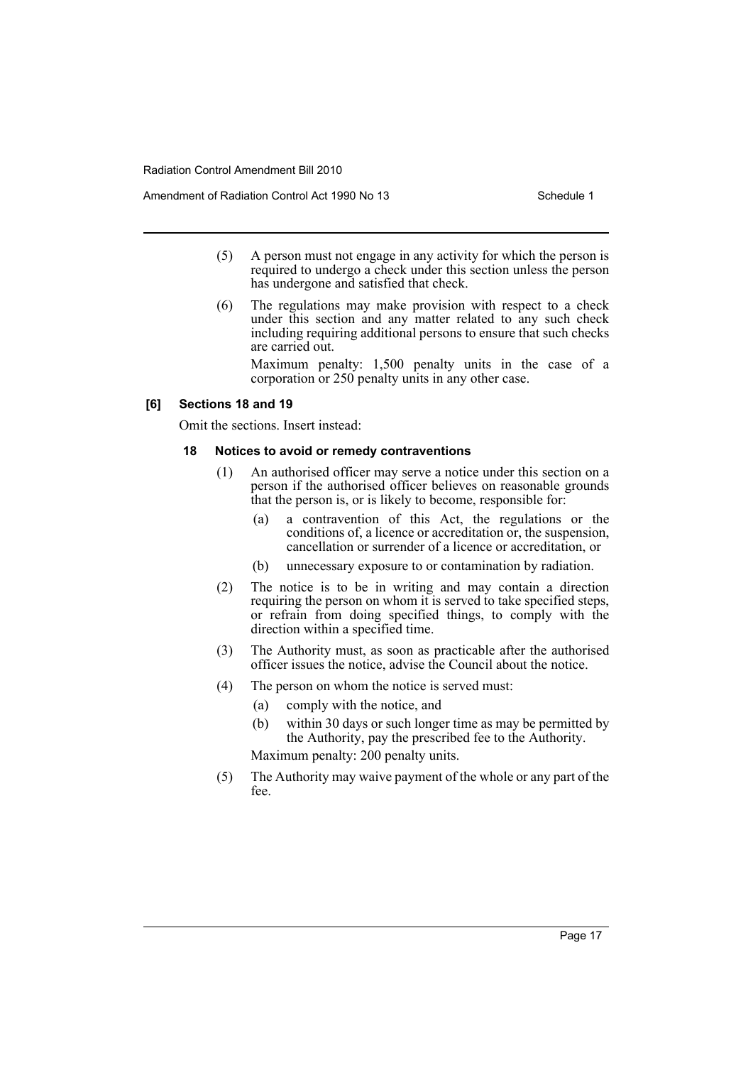(5) A person must not engage in any activity for which the person is required to undergo a check under this section unless the person has undergone and satisfied that check.

(6) The regulations may make provision with respect to a check under this section and any matter related to any such check including requiring additional persons to ensure that such checks are carried out.

Maximum penalty: 1,500 penalty units in the case of a corporation or 250 penalty units in any other case.

**[6] Sections 18 and 19**

Omit the sections. Insert instead:

**18 Notices to avoid or remedy contraventions**

(1) An authorised officer may serve a notice under this section on a person if the authorised officer believes on reasonable grounds that the person is, or is likely to become, responsible for:

(a) a contravention of this Act, the regulations or the conditions of, a licence or accreditation or, the suspension, cancellation or surrender of a licence or accreditation, or

(b) unnecessary exposure to or contamination by radiation.

(2) The notice is to be in writing and may contain a direction requiring the person on whom it is served to take specified steps, or refrain from doing specified things, to comply with the direction within a specified time.

(3) The Authority must, as soon as practicable after the authorised officer issues the notice, advise the Council about the notice.

(4) The person on whom the notice is served must:

(a) comply with the notice, and

(b) within 30 days or such longer time as may be permitted by the Authority, pay the prescribed fee to the Authority.

Maximum penalty: 200 penalty units.

(5) The Authority may waive payment of the whole or any part of the fee.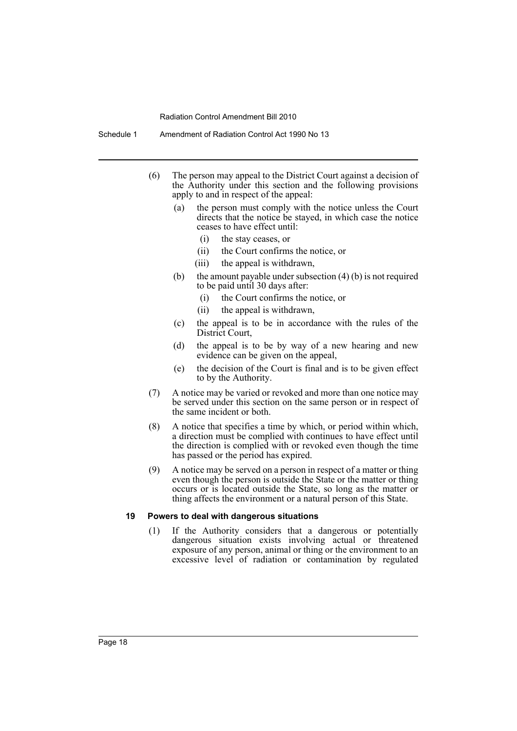(6) The person may appeal to the District Court against a decision of the Authority under this section and the following provisions apply to and in respect of the appeal:

  (a) the person must comply with the notice unless the Court directs that the notice be stayed, in which case the notice ceases to have effect until:

    (i) the stay ceases, or

    (ii) the Court confirms the notice, or

    (iii) the appeal is withdrawn,

  (b) the amount payable under subsection (4) (b) is not required to be paid until 30 days after:

    (i) the Court confirms the notice, or

    (ii) the appeal is withdrawn,

  (c) the appeal is to be in accordance with the rules of the District Court,

  (d) the appeal is to be by way of a new hearing and new evidence can be given on the appeal,

  (e) the decision of the Court is final and is to be given effect to by the Authority.

(7) A notice may be varied or revoked and more than one notice may be served under this section on the same person or in respect of the same incident or both.

(8) A notice that specifies a time by which, or period within which, a direction must be complied with continues to have effect until the direction is complied with or revoked even though the time has passed or the period has expired.

(9) A notice may be served on a person in respect of a matter or thing even though the person is outside the State or the matter or thing occurs or is located outside the State, so long as the matter or thing affects the environment or a natural person of this State.

#### 19 Powers to deal with dangerous situations

(1) If the Authority considers that a dangerous or potentially dangerous situation exists involving actual or threatened exposure of any person, animal or thing or the environment to an excessive level of radiation or contamination by regulated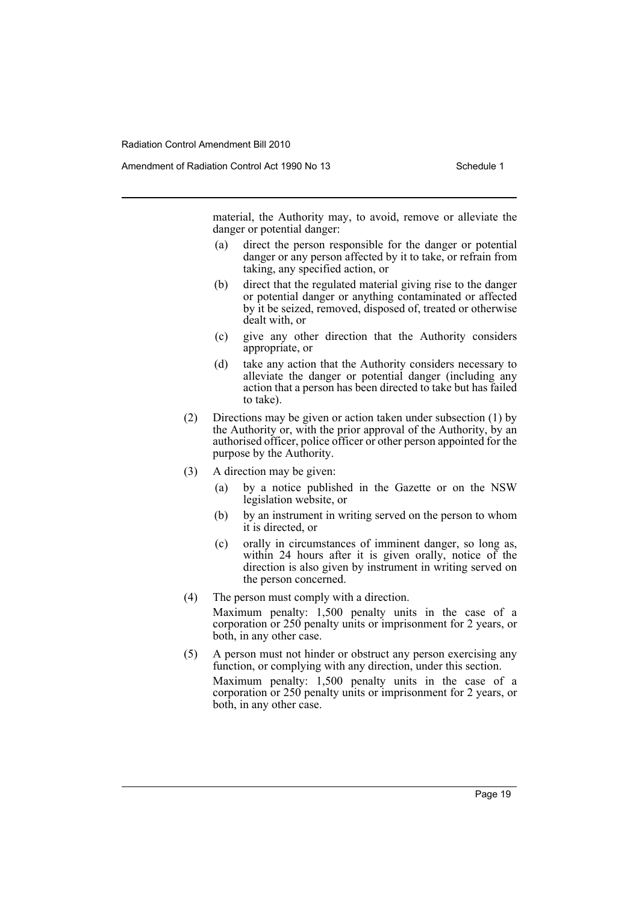material, the Authority may, to avoid, remove or alleviate the danger or potential danger:

(a) direct the person responsible for the danger or potential danger or any person affected by it to take, or refrain from taking, any specified action, or

(b) direct that the regulated material giving rise to the danger or potential danger or anything contaminated or affected by it be seized, removed, disposed of, treated or otherwise dealt with, or

(c) give any other direction that the Authority considers appropriate, or

(d) take any action that the Authority considers necessary to alleviate the danger or potential danger (including any action that a person has been directed to take but has failed to take).

(2) Directions may be given or action taken under subsection (1) by the Authority or, with the prior approval of the Authority, by an authorised officer, police officer or other person appointed for the purpose by the Authority.

(3) A direction may be given:

(a) by a notice published in the Gazette or on the NSW legislation website, or

(b) by an instrument in writing served on the person to whom it is directed, or

(c) orally in circumstances of imminent danger, so long as, within 24 hours after it is given orally, notice of the direction is also given by instrument in writing served on the person concerned.

(4) The person must comply with a direction.

Maximum penalty: 1,500 penalty units in the case of a corporation or 250 penalty units or imprisonment for 2 years, or both, in any other case.

(5) A person must not hinder or obstruct any person exercising any function, or complying with any direction, under this section.

Maximum penalty: 1,500 penalty units in the case of a corporation or 250 penalty units or imprisonment for 2 years, or both, in any other case.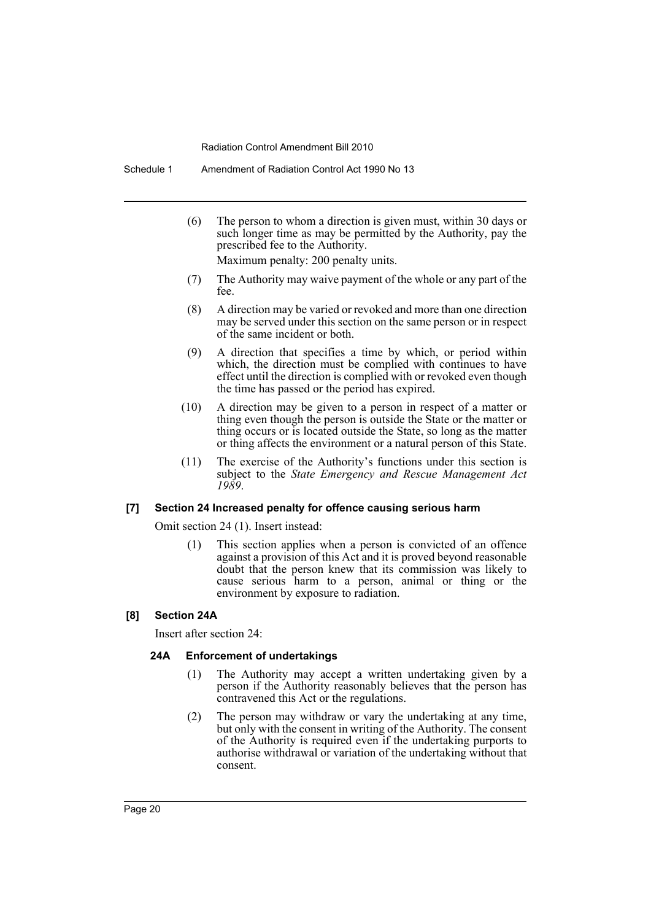(6) The person to whom a direction is given must, within 30 days or such longer time as may be permitted by the Authority, pay the prescribed fee to the Authority.

Maximum penalty: 200 penalty units.

(7) The Authority may waive payment of the whole or any part of the fee.

(8) A direction may be varied or revoked and more than one direction may be served under this section on the same person or in respect of the same incident or both.

(9) A direction that specifies a time by which, or period within which, the direction must be complied with continues to have effect until the direction is complied with or revoked even though the time has passed or the period has expired.

(10) A direction may be given to a person in respect of a matter or thing even though the person is outside the State or the matter or thing occurs or is located outside the State, so long as the matter or thing affects the environment or a natural person of this State.

(11) The exercise of the Authority's functions under this section is subject to the *State Emergency and Rescue Management Act 1989*.

### [7] Section 24 Increased penalty for offence causing serious harm

Omit section 24 (1). Insert instead:

(1) This section applies when a person is convicted of an offence against a provision of this Act and it is proved beyond reasonable doubt that the person knew that its commission was likely to cause serious harm to a person, animal or thing or the environment by exposure to radiation.

### [8] Section 24A

Insert after section 24:

#### 24A Enforcement of undertakings

(1) The Authority may accept a written undertaking given by a person if the Authority reasonably believes that the person has contravened this Act or the regulations.

(2) The person may withdraw or vary the undertaking at any time, but only with the consent in writing of the Authority. The consent of the Authority is required even if the undertaking purports to authorise withdrawal or variation of the undertaking without that consent.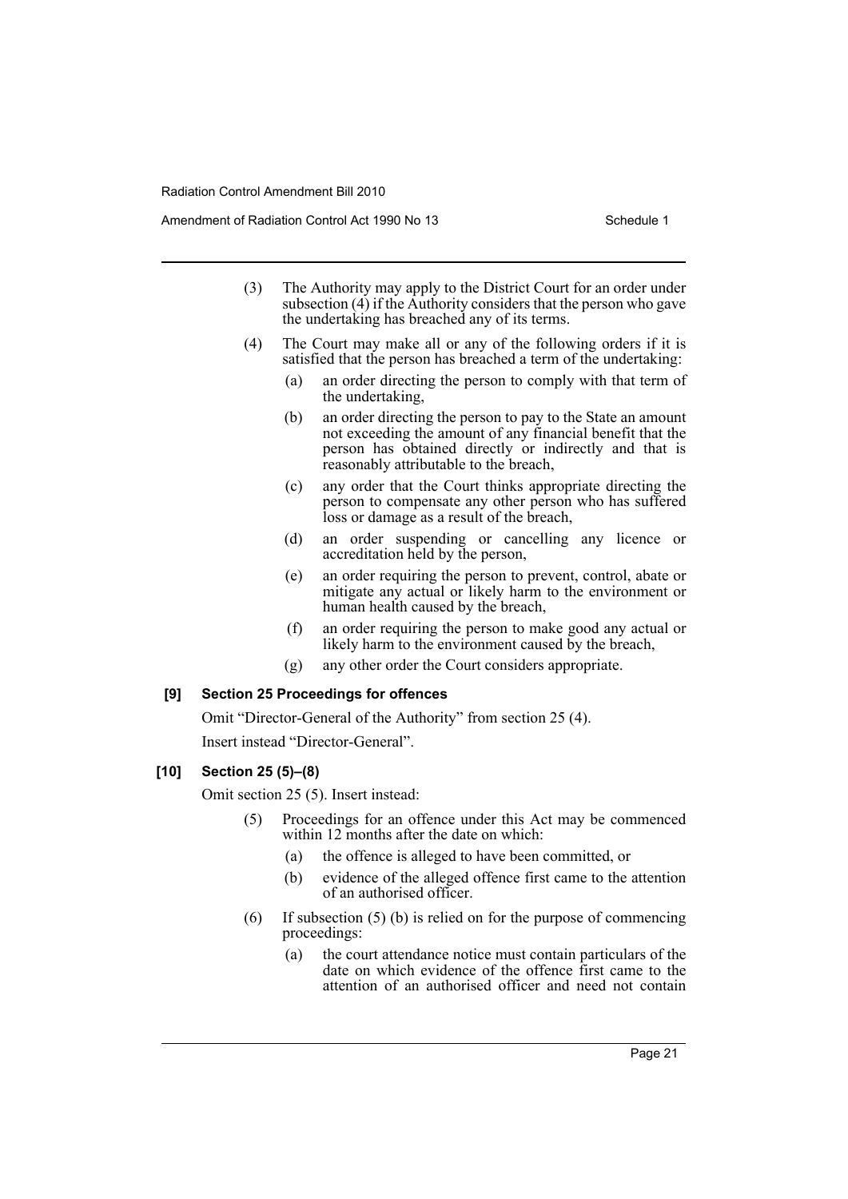(3) The Authority may apply to the District Court for an order under subsection (4) if the Authority considers that the person who gave the undertaking has breached any of its terms.

(4) The Court may make all or any of the following orders if it is satisfied that the person has breached a term of the undertaking:

(a) an order directing the person to comply with that term of the undertaking,

(b) an order directing the person to pay to the State an amount not exceeding the amount of any financial benefit that the person has obtained directly or indirectly and that is reasonably attributable to the breach,

(c) any order that the Court thinks appropriate directing the person to compensate any other person who has suffered loss or damage as a result of the breach,

(d) an order suspending or cancelling any licence or accreditation held by the person,

(e) an order requiring the person to prevent, control, abate or mitigate any actual or likely harm to the environment or human health caused by the breach,

(f) an order requiring the person to make good any actual or likely harm to the environment caused by the breach,

(g) any other order the Court considers appropriate.

**[9] Section 25 Proceedings for offences**

Omit "Director-General of the Authority" from section 25 (4).

Insert instead "Director-General".

**[10] Section 25 (5)–(8)**

Omit section 25 (5). Insert instead:

(5) Proceedings for an offence under this Act may be commenced within 12 months after the date on which:

(a) the offence is alleged to have been committed, or

(b) evidence of the alleged offence first came to the attention of an authorised officer.

(6) If subsection (5) (b) is relied on for the purpose of commencing proceedings:

(a) the court attendance notice must contain particulars of the date on which evidence of the offence first came to the attention of an authorised officer and need not contain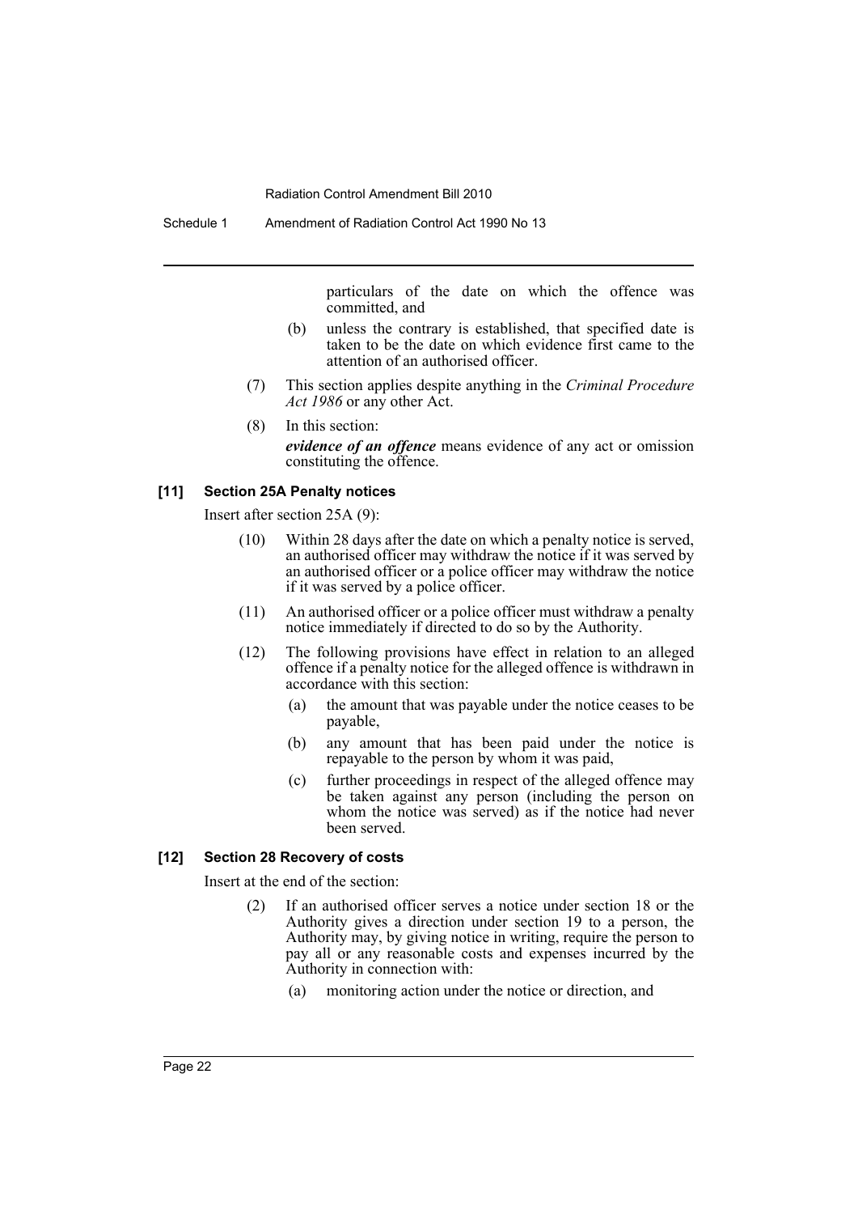particulars of the date on which the offence was committed, and

(b) unless the contrary is established, that specified date is taken to be the date on which evidence first came to the attention of an authorised officer.

(7) This section applies despite anything in the *Criminal Procedure Act 1986* or any other Act.

(8) In this section:

***evidence of an offence*** means evidence of any act or omission constituting the offence.

### [11] Section 25A Penalty notices

Insert after section 25A (9):

(10) Within 28 days after the date on which a penalty notice is served, an authorised officer may withdraw the notice if it was served by an authorised officer or a police officer may withdraw the notice if it was served by a police officer.

(11) An authorised officer or a police officer must withdraw a penalty notice immediately if directed to do so by the Authority.

(12) The following provisions have effect in relation to an alleged offence if a penalty notice for the alleged offence is withdrawn in accordance with this section:

(a) the amount that was payable under the notice ceases to be payable,

(b) any amount that has been paid under the notice is repayable to the person by whom it was paid,

(c) further proceedings in respect of the alleged offence may be taken against any person (including the person on whom the notice was served) as if the notice had never been served.

### [12] Section 28 Recovery of costs

Insert at the end of the section:

(2) If an authorised officer serves a notice under section 18 or the Authority gives a direction under section 19 to a person, the Authority may, by giving notice in writing, require the person to pay all or any reasonable costs and expenses incurred by the Authority in connection with:

(a) monitoring action under the notice or direction, and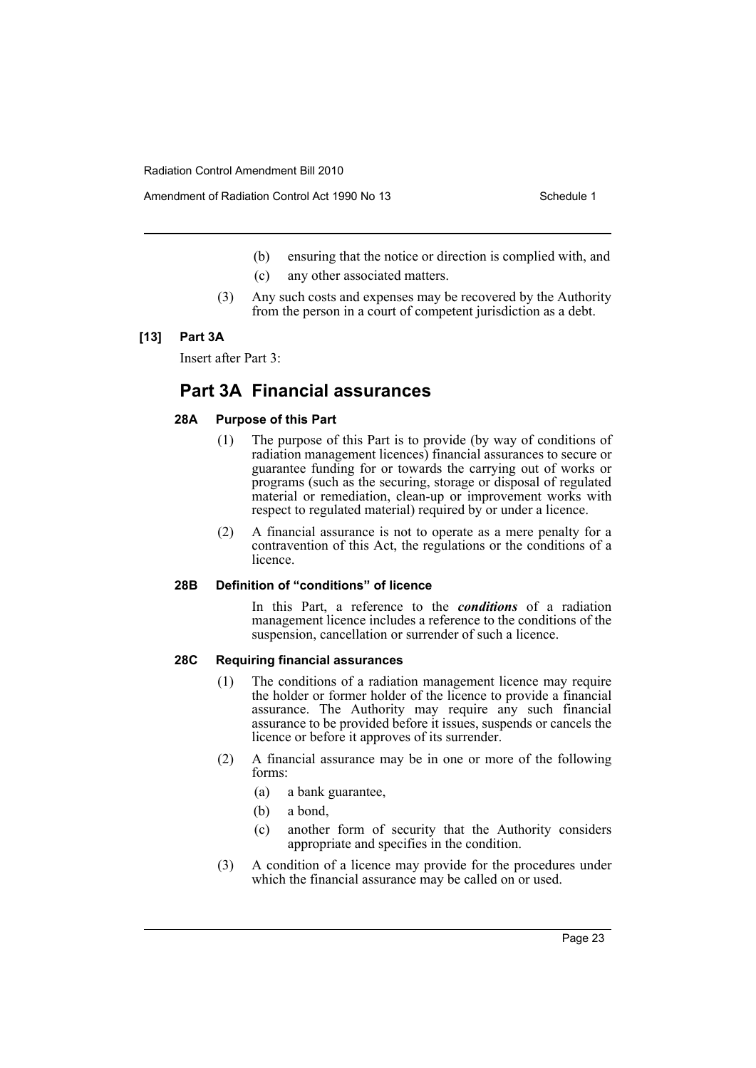(b) ensuring that the notice or direction is complied with, and

(c) any other associated matters.

(3) Any such costs and expenses may be recovered by the Authority from the person in a court of competent jurisdiction as a debt.

**[13] Part 3A**

Insert after Part 3:

# Part 3A Financial assurances

### 28A Purpose of this Part

(1) The purpose of this Part is to provide (by way of conditions of radiation management licences) financial assurances to secure or guarantee funding for or towards the carrying out of works or programs (such as the securing, storage or disposal of regulated material or remediation, clean-up or improvement works with respect to regulated material) required by or under a licence.

(2) A financial assurance is not to operate as a mere penalty for a contravention of this Act, the regulations or the conditions of a licence.

### 28B Definition of "conditions" of licence

In this Part, a reference to the ***conditions*** of a radiation management licence includes a reference to the conditions of the suspension, cancellation or surrender of such a licence.

### 28C Requiring financial assurances

(1) The conditions of a radiation management licence may require the holder or former holder of the licence to provide a financial assurance. The Authority may require any such financial assurance to be provided before it issues, suspends or cancels the licence or before it approves of its surrender.

(2) A financial assurance may be in one or more of the following forms:

- (a) a bank guarantee,
- (b) a bond,
- (c) another form of security that the Authority considers appropriate and specifies in the condition.

(3) A condition of a licence may provide for the procedures under which the financial assurance may be called on or used.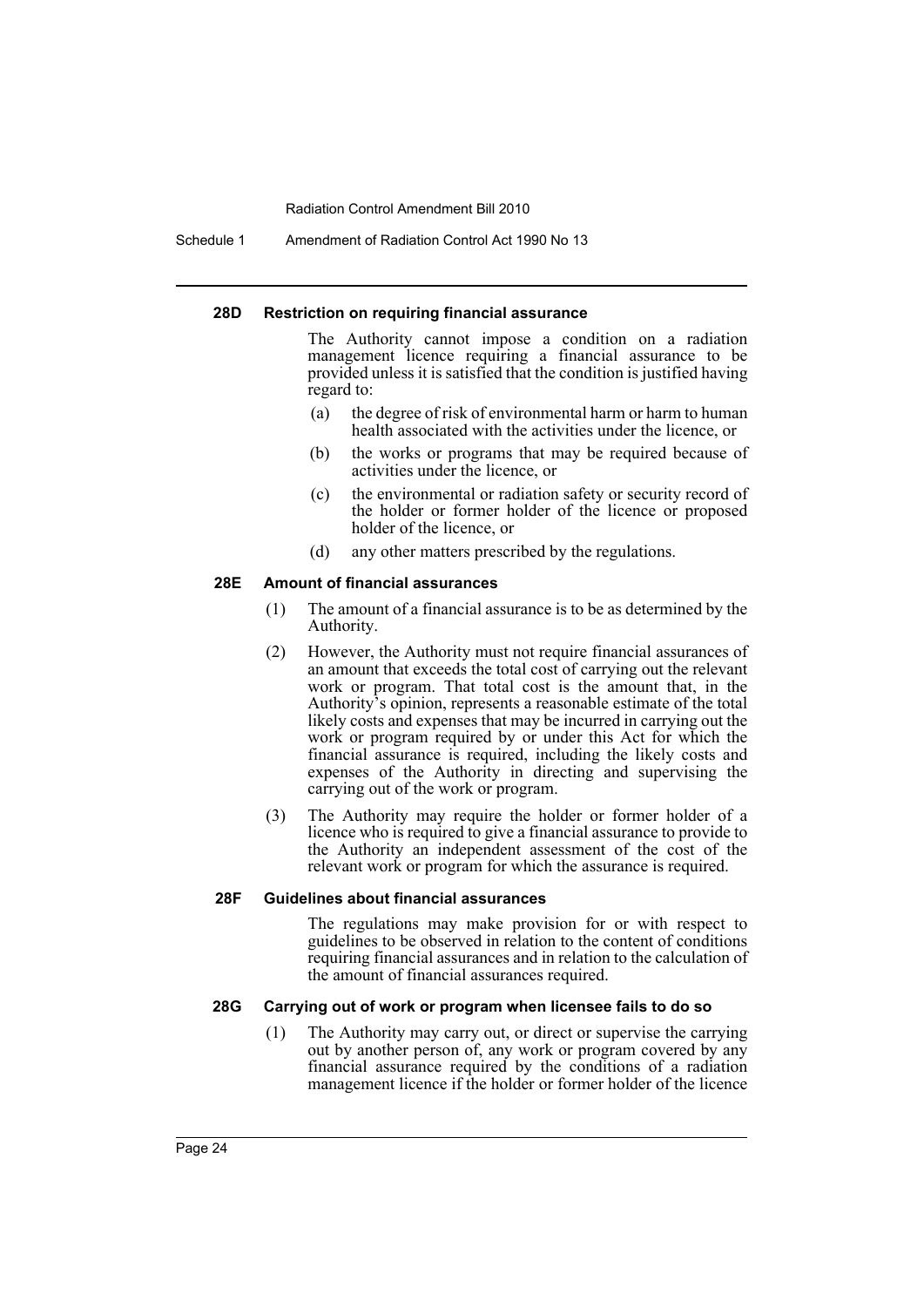#### 28D Restriction on requiring financial assurance

The Authority cannot impose a condition on a radiation management licence requiring a financial assurance to be provided unless it is satisfied that the condition is justified having regard to:

- (a) the degree of risk of environmental harm or harm to human health associated with the activities under the licence, or
- (b) the works or programs that may be required because of activities under the licence, or
- (c) the environmental or radiation safety or security record of the holder or former holder of the licence or proposed holder of the licence, or
- (d) any other matters prescribed by the regulations.

#### 28E Amount of financial assurances

(1) The amount of a financial assurance is to be as determined by the Authority.

(2) However, the Authority must not require financial assurances of an amount that exceeds the total cost of carrying out the relevant work or program. That total cost is the amount that, in the Authority's opinion, represents a reasonable estimate of the total likely costs and expenses that may be incurred in carrying out the work or program required by or under this Act for which the financial assurance is required, including the likely costs and expenses of the Authority in directing and supervising the carrying out of the work or program.

(3) The Authority may require the holder or former holder of a licence who is required to give a financial assurance to provide to the Authority an independent assessment of the cost of the relevant work or program for which the assurance is required.

#### 28F Guidelines about financial assurances

The regulations may make provision for or with respect to guidelines to be observed in relation to the content of conditions requiring financial assurances and in relation to the calculation of the amount of financial assurances required.

#### 28G Carrying out of work or program when licensee fails to do so

(1) The Authority may carry out, or direct or supervise the carrying out by another person of, any work or program covered by any financial assurance required by the conditions of a radiation management licence if the holder or former holder of the licence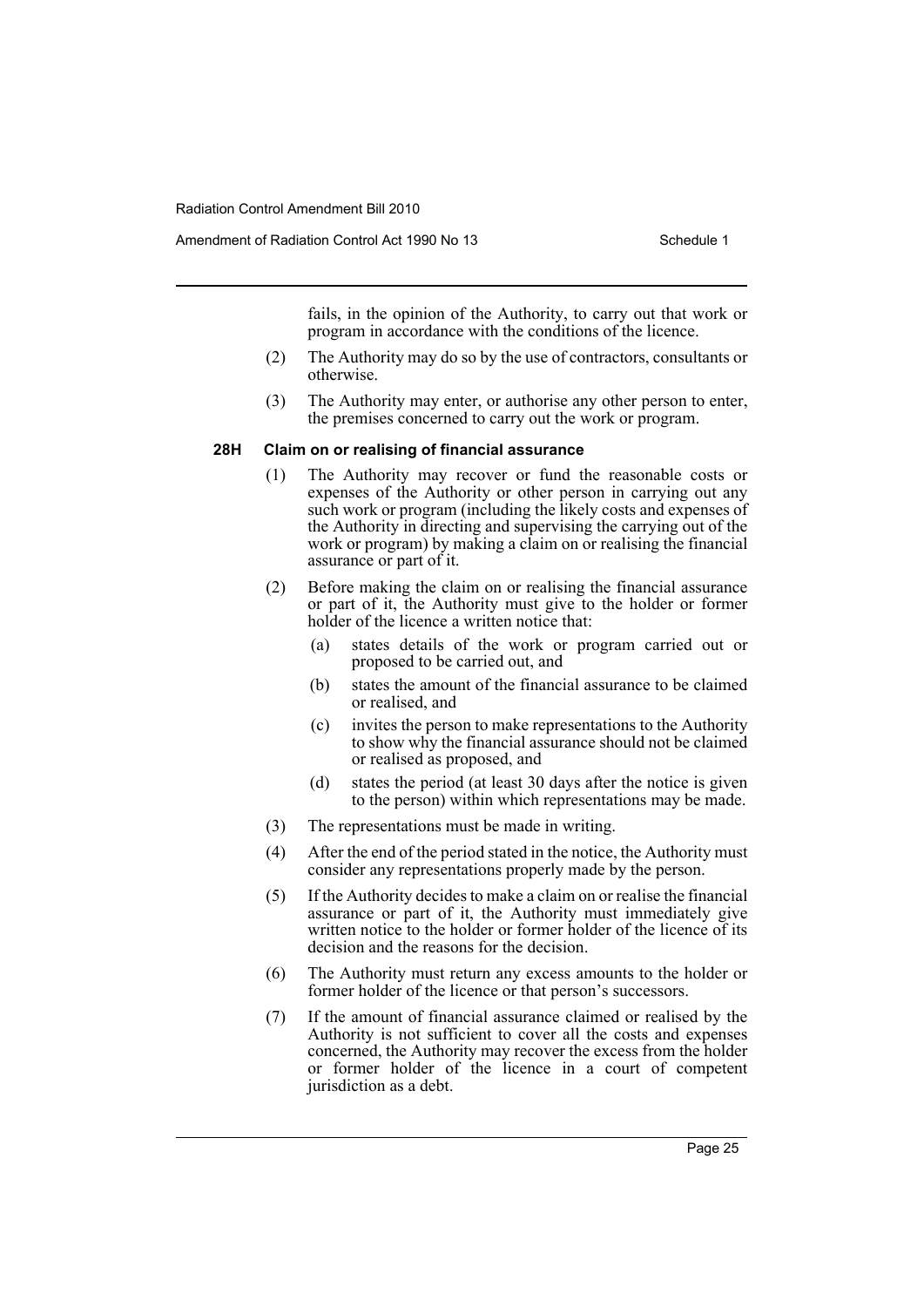fails, in the opinion of the Authority, to carry out that work or program in accordance with the conditions of the licence.

(2) The Authority may do so by the use of contractors, consultants or otherwise.

(3) The Authority may enter, or authorise any other person to enter, the premises concerned to carry out the work or program.

#### 28H Claim on or realising of financial assurance

(1) The Authority may recover or fund the reasonable costs or expenses of the Authority or other person in carrying out any such work or program (including the likely costs and expenses of the Authority in directing and supervising the carrying out of the work or program) by making a claim on or realising the financial assurance or part of it.

(2) Before making the claim on or realising the financial assurance or part of it, the Authority must give to the holder or former holder of the licence a written notice that:

- (a) states details of the work or program carried out or proposed to be carried out, and
- (b) states the amount of the financial assurance to be claimed or realised, and
- (c) invites the person to make representations to the Authority to show why the financial assurance should not be claimed or realised as proposed, and
- (d) states the period (at least 30 days after the notice is given to the person) within which representations may be made.

(3) The representations must be made in writing.

(4) After the end of the period stated in the notice, the Authority must consider any representations properly made by the person.

(5) If the Authority decides to make a claim on or realise the financial assurance or part of it, the Authority must immediately give written notice to the holder or former holder of the licence of its decision and the reasons for the decision.

(6) The Authority must return any excess amounts to the holder or former holder of the licence or that person's successors.

(7) If the amount of financial assurance claimed or realised by the Authority is not sufficient to cover all the costs and expenses concerned, the Authority may recover the excess from the holder or former holder of the licence in a court of competent jurisdiction as a debt.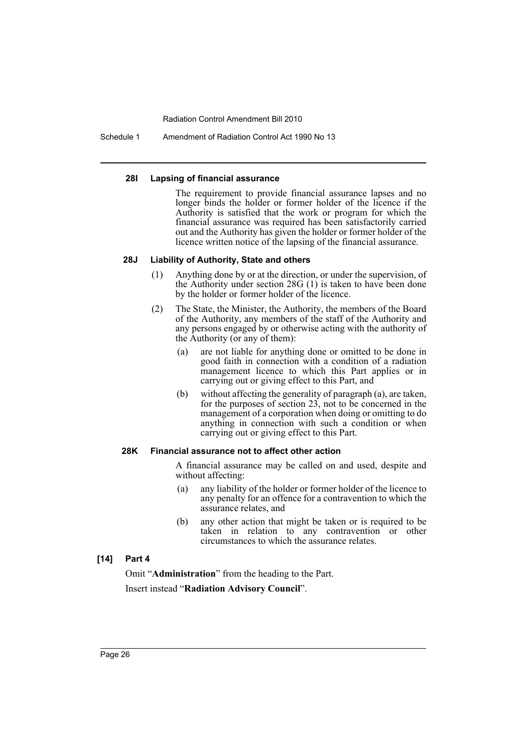#### 28I Lapsing of financial assurance

The requirement to provide financial assurance lapses and no longer binds the holder or former holder of the licence if the Authority is satisfied that the work or program for which the financial assurance was required has been satisfactorily carried out and the Authority has given the holder or former holder of the licence written notice of the lapsing of the financial assurance.

#### 28J Liability of Authority, State and others

(1) Anything done by or at the direction, or under the supervision, of the Authority under section 28G (1) is taken to have been done by the holder or former holder of the licence.

(2) The State, the Minister, the Authority, the members of the Board of the Authority, any members of the staff of the Authority and any persons engaged by or otherwise acting with the authority of the Authority (or any of them):

- (a) are not liable for anything done or omitted to be done in good faith in connection with a condition of a radiation management licence to which this Part applies or in carrying out or giving effect to this Part, and
- (b) without affecting the generality of paragraph (a), are taken, for the purposes of section 23, not to be concerned in the management of a corporation when doing or omitting to do anything in connection with such a condition or when carrying out or giving effect to this Part.

#### 28K Financial assurance not to affect other action

A financial assurance may be called on and used, despite and without affecting:

- (a) any liability of the holder or former holder of the licence to any penalty for an offence for a contravention to which the assurance relates, and
- (b) any other action that might be taken or is required to be taken in relation to any contravention or other circumstances to which the assurance relates.

### [14] Part 4

Omit "**Administration**" from the heading to the Part.

Insert instead "**Radiation Advisory Council**".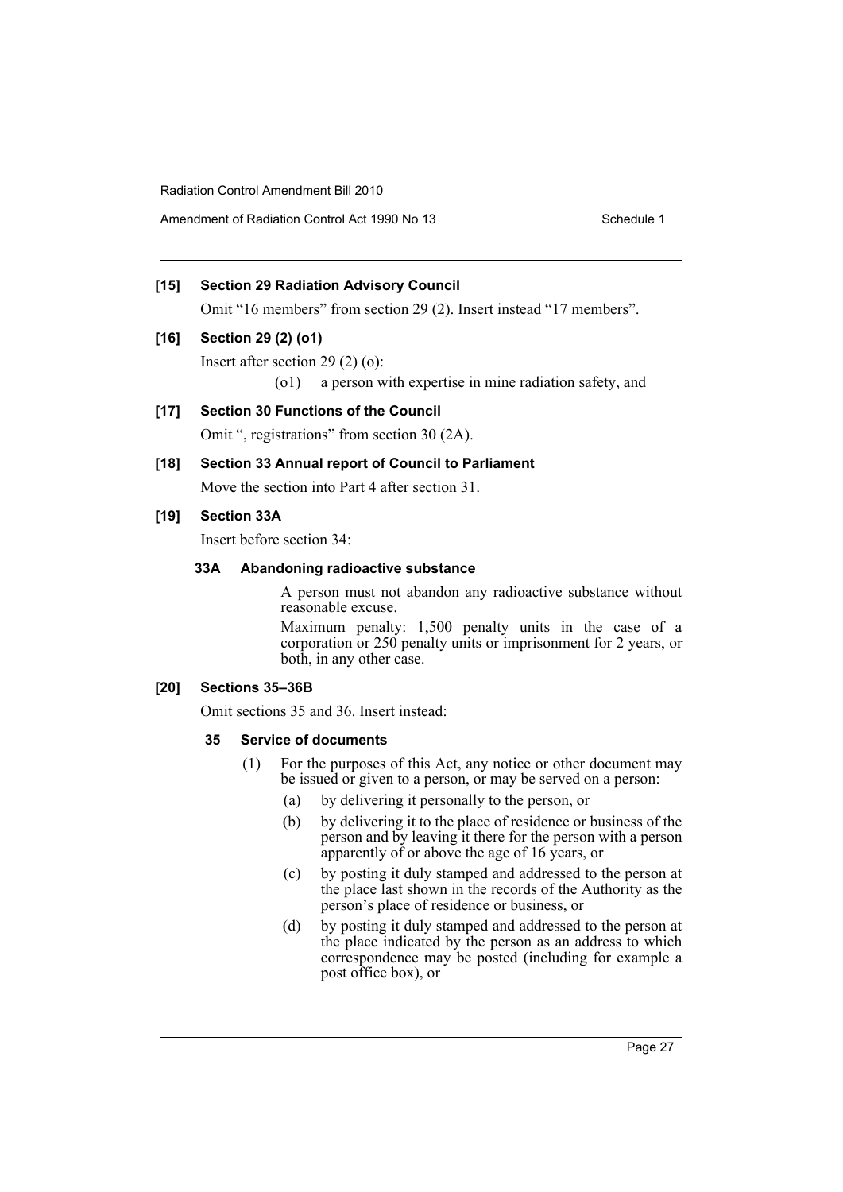**[15] Section 29 Radiation Advisory Council**

Omit "16 members" from section 29 (2). Insert instead "17 members".

**[16] Section 29 (2) (o1)**

Insert after section 29 (2) (o):

(o1) a person with expertise in mine radiation safety, and

**[17] Section 30 Functions of the Council**

Omit ", registrations" from section 30 (2A).

**[18] Section 33 Annual report of Council to Parliament**

Move the section into Part 4 after section 31.

**[19] Section 33A**

Insert before section 34:

**33A Abandoning radioactive substance**

A person must not abandon any radioactive substance without reasonable excuse.

Maximum penalty: 1,500 penalty units in the case of a corporation or 250 penalty units or imprisonment for 2 years, or both, in any other case.

**[20] Sections 35–36B**

Omit sections 35 and 36. Insert instead:

**35 Service of documents**

(1) For the purposes of this Act, any notice or other document may be issued or given to a person, or may be served on a person:

(a) by delivering it personally to the person, or

(b) by delivering it to the place of residence or business of the person and by leaving it there for the person with a person apparently of or above the age of 16 years, or

(c) by posting it duly stamped and addressed to the person at the place last shown in the records of the Authority as the person's place of residence or business, or

(d) by posting it duly stamped and addressed to the person at the place indicated by the person as an address to which correspondence may be posted (including for example a post office box), or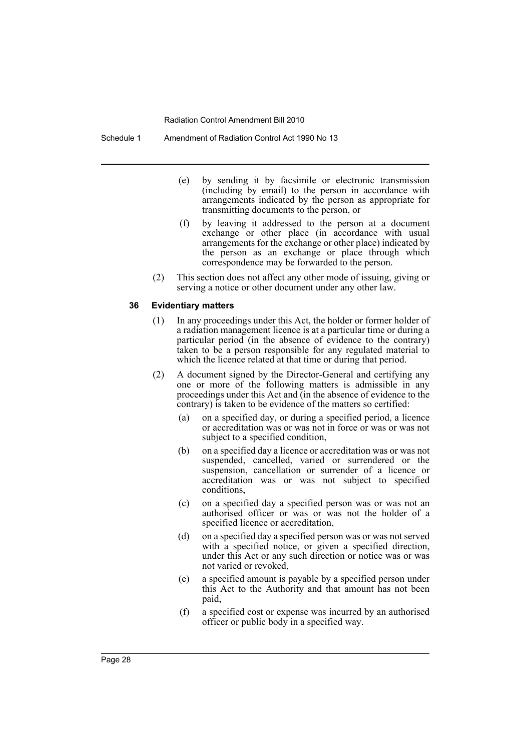(e) by sending it by facsimile or electronic transmission (including by email) to the person in accordance with arrangements indicated by the person as appropriate for transmitting documents to the person, or

(f) by leaving it addressed to the person at a document exchange or other place (in accordance with usual arrangements for the exchange or other place) indicated by the person as an exchange or place through which correspondence may be forwarded to the person.

(2) This section does not affect any other mode of issuing, giving or serving a notice or other document under any other law.

### 36 Evidentiary matters

(1) In any proceedings under this Act, the holder or former holder of a radiation management licence is at a particular time or during a particular period (in the absence of evidence to the contrary) taken to be a person responsible for any regulated material to which the licence related at that time or during that period.

(2) A document signed by the Director-General and certifying any one or more of the following matters is admissible in any proceedings under this Act and (in the absence of evidence to the contrary) is taken to be evidence of the matters so certified:

(a) on a specified day, or during a specified period, a licence or accreditation was or was not in force or was or was not subject to a specified condition,

(b) on a specified day a licence or accreditation was or was not suspended, cancelled, varied or surrendered or the suspension, cancellation or surrender of a licence or accreditation was or was not subject to specified conditions,

(c) on a specified day a specified person was or was not an authorised officer or was or was not the holder of a specified licence or accreditation,

(d) on a specified day a specified person was or was not served with a specified notice, or given a specified direction, under this Act or any such direction or notice was or was not varied or revoked,

(e) a specified amount is payable by a specified person under this Act to the Authority and that amount has not been paid,

(f) a specified cost or expense was incurred by an authorised officer or public body in a specified way.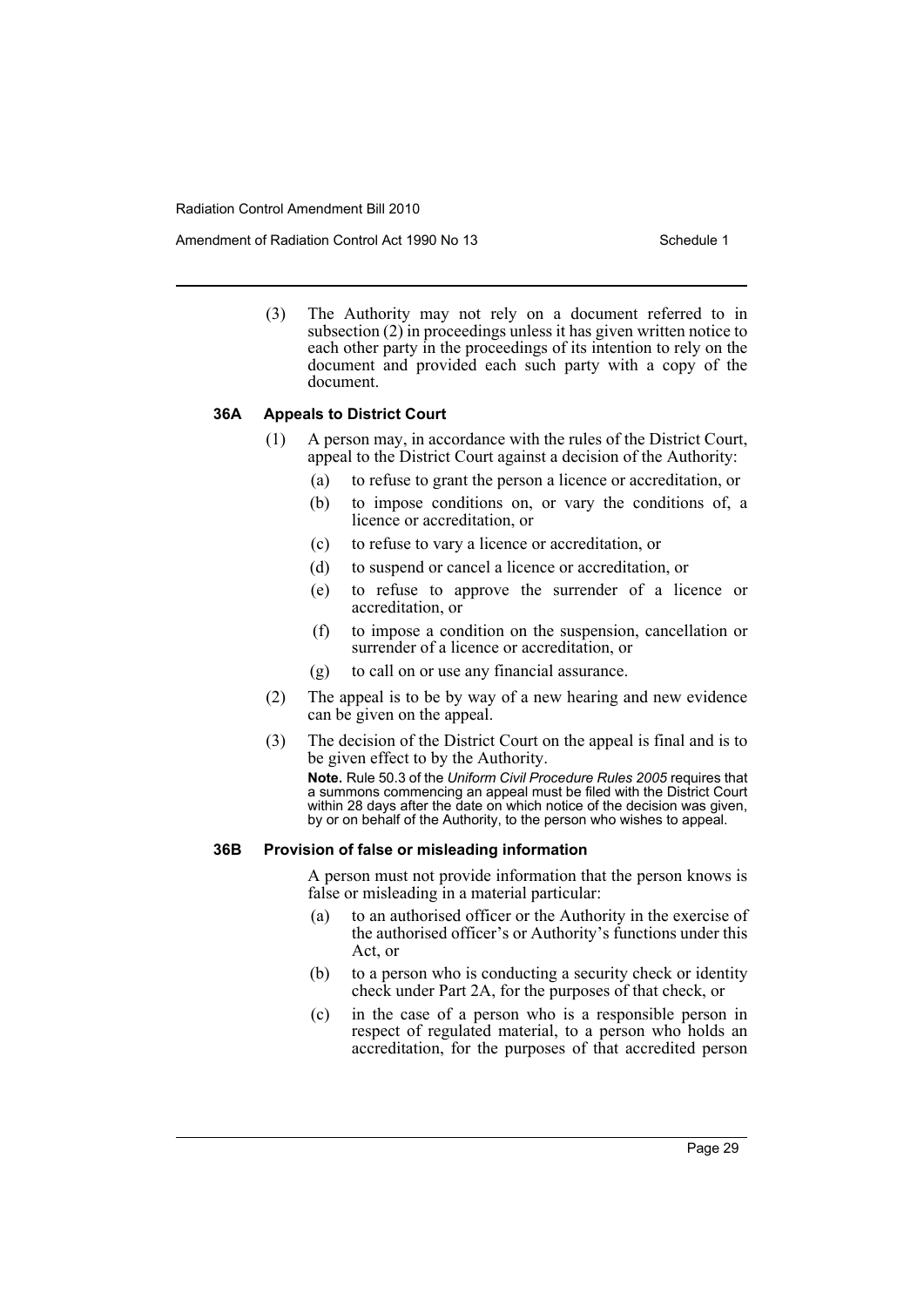(3) The Authority may not rely on a document referred to in subsection (2) in proceedings unless it has given written notice to each other party in the proceedings of its intention to rely on the document and provided each such party with a copy of the document.

#### 36A Appeals to District Court

(1) A person may, in accordance with the rules of the District Court, appeal to the District Court against a decision of the Authority:

- (a) to refuse to grant the person a licence or accreditation, or
- (b) to impose conditions on, or vary the conditions of, a licence or accreditation, or
- (c) to refuse to vary a licence or accreditation, or
- (d) to suspend or cancel a licence or accreditation, or
- (e) to refuse to approve the surrender of a licence or accreditation, or
- (f) to impose a condition on the suspension, cancellation or surrender of a licence or accreditation, or
- (g) to call on or use any financial assurance.

(2) The appeal is to be by way of a new hearing and new evidence can be given on the appeal.

(3) The decision of the District Court on the appeal is final and is to be given effect to by the Authority.

**Note.** Rule 50.3 of the *Uniform Civil Procedure Rules 2005* requires that a summons commencing an appeal must be filed with the District Court within 28 days after the date on which notice of the decision was given, by or on behalf of the Authority, to the person who wishes to appeal.

#### 36B Provision of false or misleading information

A person must not provide information that the person knows is false or misleading in a material particular:

- (a) to an authorised officer or the Authority in the exercise of the authorised officer's or Authority's functions under this Act, or
- (b) to a person who is conducting a security check or identity check under Part 2A, for the purposes of that check, or
- (c) in the case of a person who is a responsible person in respect of regulated material, to a person who holds an accreditation, for the purposes of that accredited person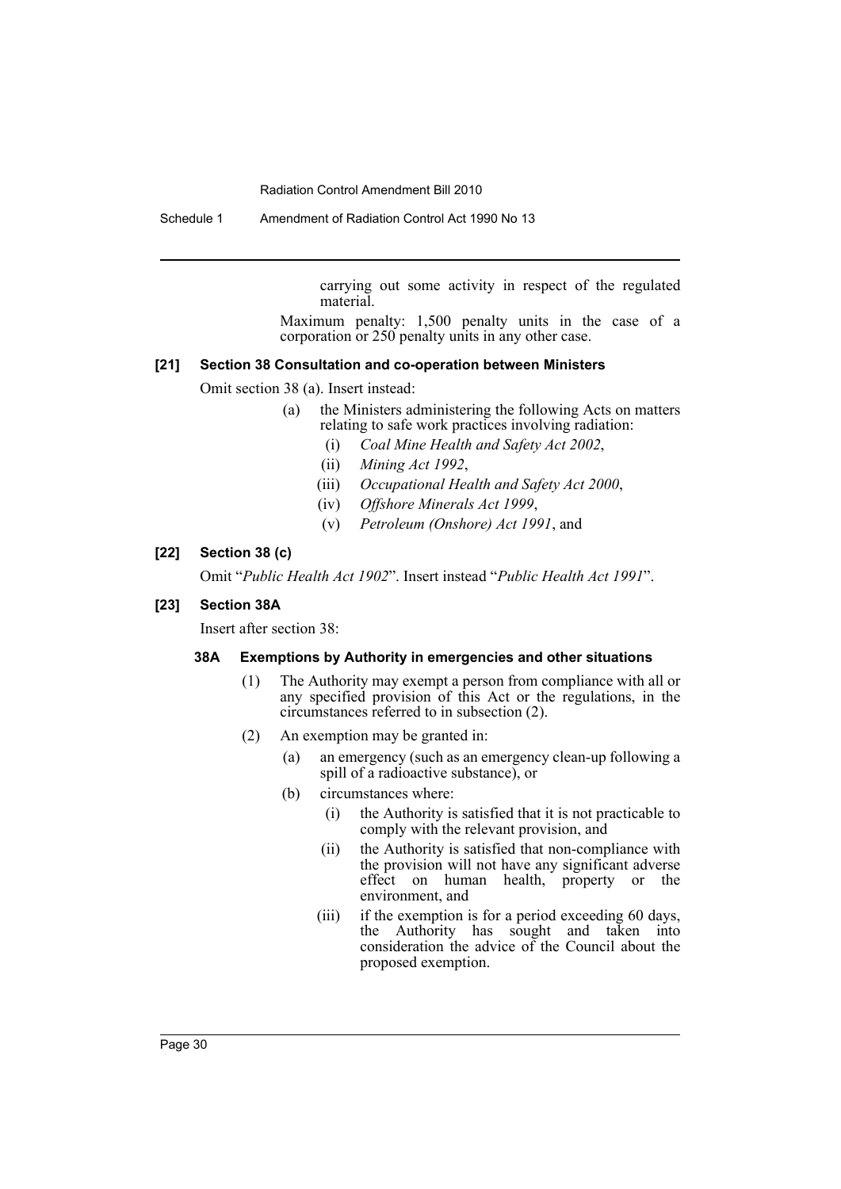carrying out some activity in respect of the regulated material.

Maximum penalty: 1,500 penalty units in the case of a corporation or 250 penalty units in any other case.

### [21] Section 38 Consultation and co-operation between Ministers

Omit section 38 (a). Insert instead:

- (a) the Ministers administering the following Acts on matters relating to safe work practices involving radiation:
  - (i) *Coal Mine Health and Safety Act 2002*,
  - (ii) *Mining Act 1992*,
  - (iii) *Occupational Health and Safety Act 2000*,
  - (iv) *Offshore Minerals Act 1999*,
  - (v) *Petroleum (Onshore) Act 1991*, and

### [22] Section 38 (c)

Omit "*Public Health Act 1902*". Insert instead "*Public Health Act 1991*".

### [23] Section 38A

Insert after section 38:

#### 38A Exemptions by Authority in emergencies and other situations

(1) The Authority may exempt a person from compliance with all or any specified provision of this Act or the regulations, in the circumstances referred to in subsection (2).

(2) An exemption may be granted in:

- (a) an emergency (such as an emergency clean-up following a spill of a radioactive substance), or
- (b) circumstances where:
  - (i) the Authority is satisfied that it is not practicable to comply with the relevant provision, and
  - (ii) the Authority is satisfied that non-compliance with the provision will not have any significant adverse effect on human health, property or the environment, and
  - (iii) if the exemption is for a period exceeding 60 days, the Authority has sought and taken into consideration the advice of the Council about the proposed exemption.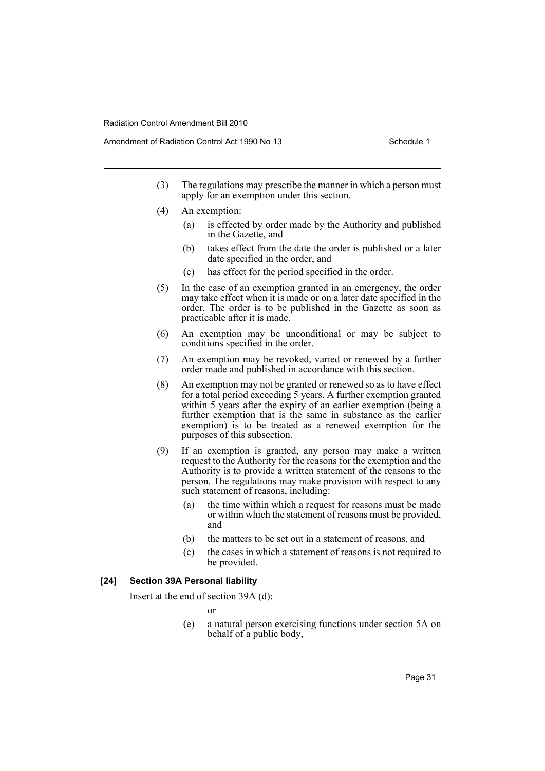(3) The regulations may prescribe the manner in which a person must apply for an exemption under this section.

(4) An exemption:

   (a) is effected by order made by the Authority and published in the Gazette, and

   (b) takes effect from the date the order is published or a later date specified in the order, and

   (c) has effect for the period specified in the order.

(5) In the case of an exemption granted in an emergency, the order may take effect when it is made or on a later date specified in the order. The order is to be published in the Gazette as soon as practicable after it is made.

(6) An exemption may be unconditional or may be subject to conditions specified in the order.

(7) An exemption may be revoked, varied or renewed by a further order made and published in accordance with this section.

(8) An exemption may not be granted or renewed so as to have effect for a total period exceeding 5 years. A further exemption granted within 5 years after the expiry of an earlier exemption (being a further exemption that is the same in substance as the earlier exemption) is to be treated as a renewed exemption for the purposes of this subsection.

(9) If an exemption is granted, any person may make a written request to the Authority for the reasons for the exemption and the Authority is to provide a written statement of the reasons to the person. The regulations may make provision with respect to any such statement of reasons, including:

   (a) the time within which a request for reasons must be made or within which the statement of reasons must be provided, and

   (b) the matters to be set out in a statement of reasons, and

   (c) the cases in which a statement of reasons is not required to be provided.

### [24] Section 39A Personal liability

Insert at the end of section 39A (d):

or

   (e) a natural person exercising functions under section 5A on behalf of a public body,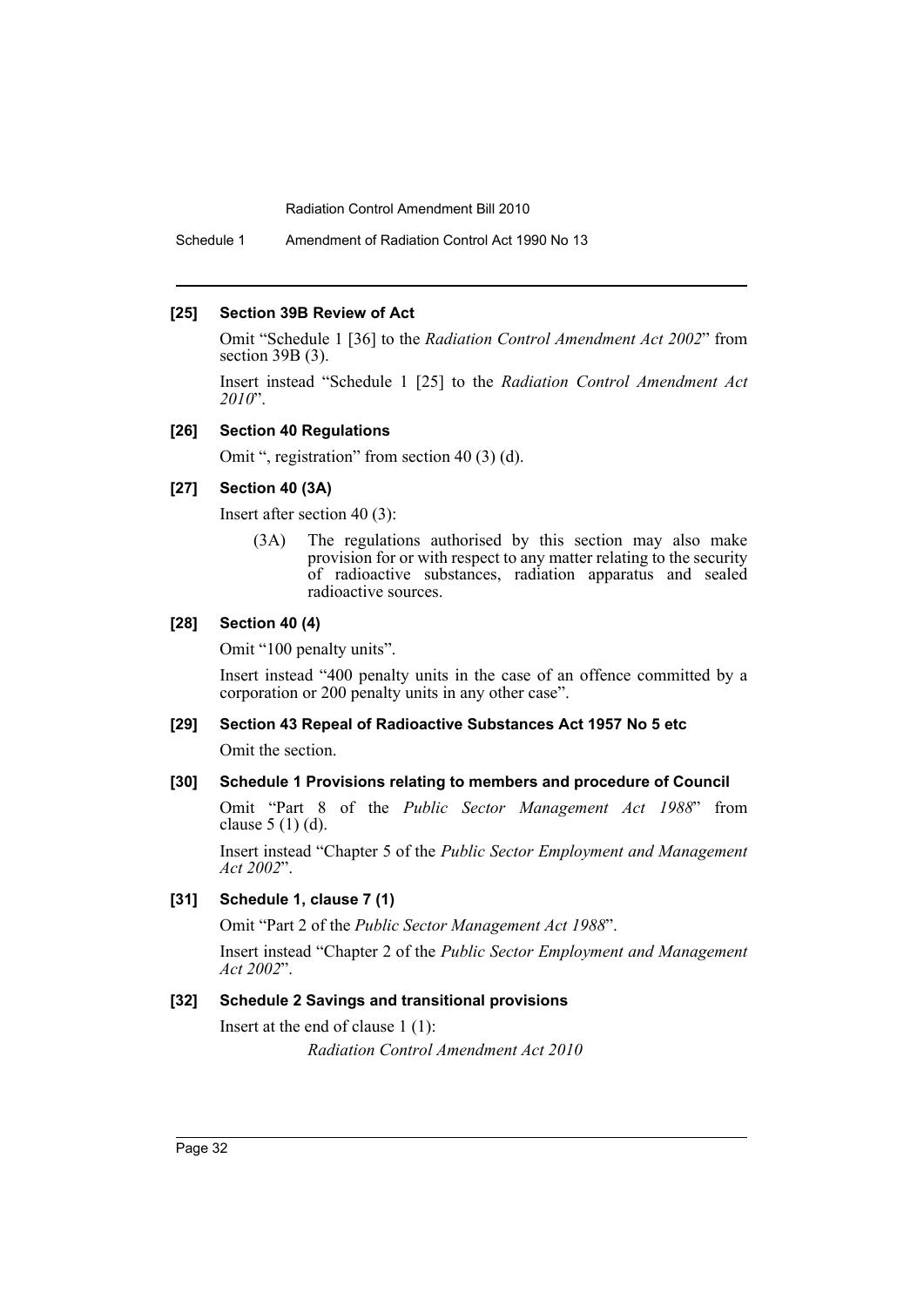#### [25] Section 39B Review of Act

Omit "Schedule 1 [36] to the *Radiation Control Amendment Act 2002*" from section 39B (3).

Insert instead "Schedule 1 [25] to the *Radiation Control Amendment Act 2010*".

#### [26] Section 40 Regulations

Omit ", registration" from section 40 (3) (d).

#### [27] Section 40 (3A)

Insert after section 40 (3):

> (3A) The regulations authorised by this section may also make provision for or with respect to any matter relating to the security of radioactive substances, radiation apparatus and sealed radioactive sources.

#### [28] Section 40 (4)

Omit "100 penalty units".

Insert instead "400 penalty units in the case of an offence committed by a corporation or 200 penalty units in any other case".

#### [29] Section 43 Repeal of Radioactive Substances Act 1957 No 5 etc

Omit the section.

#### [30] Schedule 1 Provisions relating to members and procedure of Council

Omit "Part 8 of the *Public Sector Management Act 1988*" from clause 5 (1) (d).

Insert instead "Chapter 5 of the *Public Sector Employment and Management Act 2002*".

#### [31] Schedule 1, clause 7 (1)

Omit "Part 2 of the *Public Sector Management Act 1988*".

Insert instead "Chapter 2 of the *Public Sector Employment and Management Act 2002*".

#### [32] Schedule 2 Savings and transitional provisions

Insert at the end of clause 1 (1):

> *Radiation Control Amendment Act 2010*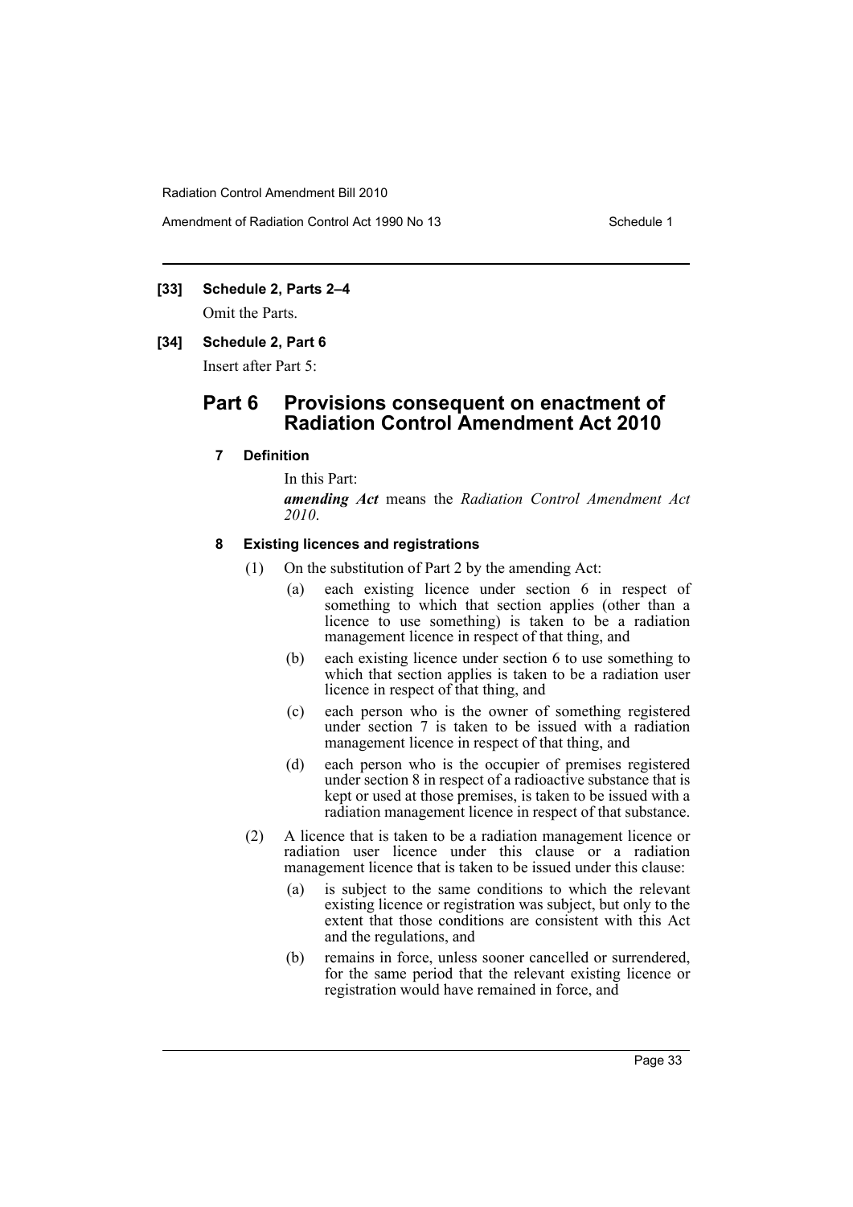**[33] Schedule 2, Parts 2–4**

Omit the Parts.

**[34] Schedule 2, Part 6**

Insert after Part 5:

## Part 6 Provisions consequent on enactment of Radiation Control Amendment Act 2010

### 7 Definition

In this Part:

***amending Act*** means the *Radiation Control Amendment Act 2010*.

### 8 Existing licences and registrations

(1) On the substitution of Part 2 by the amending Act:

(a) each existing licence under section 6 in respect of something to which that section applies (other than a licence to use something) is taken to be a radiation management licence in respect of that thing, and

(b) each existing licence under section 6 to use something to which that section applies is taken to be a radiation user licence in respect of that thing, and

(c) each person who is the owner of something registered under section 7 is taken to be issued with a radiation management licence in respect of that thing, and

(d) each person who is the occupier of premises registered under section 8 in respect of a radioactive substance that is kept or used at those premises, is taken to be issued with a radiation management licence in respect of that substance.

(2) A licence that is taken to be a radiation management licence or radiation user licence under this clause or a radiation management licence that is taken to be issued under this clause:

(a) is subject to the same conditions to which the relevant existing licence or registration was subject, but only to the extent that those conditions are consistent with this Act and the regulations, and

(b) remains in force, unless sooner cancelled or surrendered, for the same period that the relevant existing licence or registration would have remained in force, and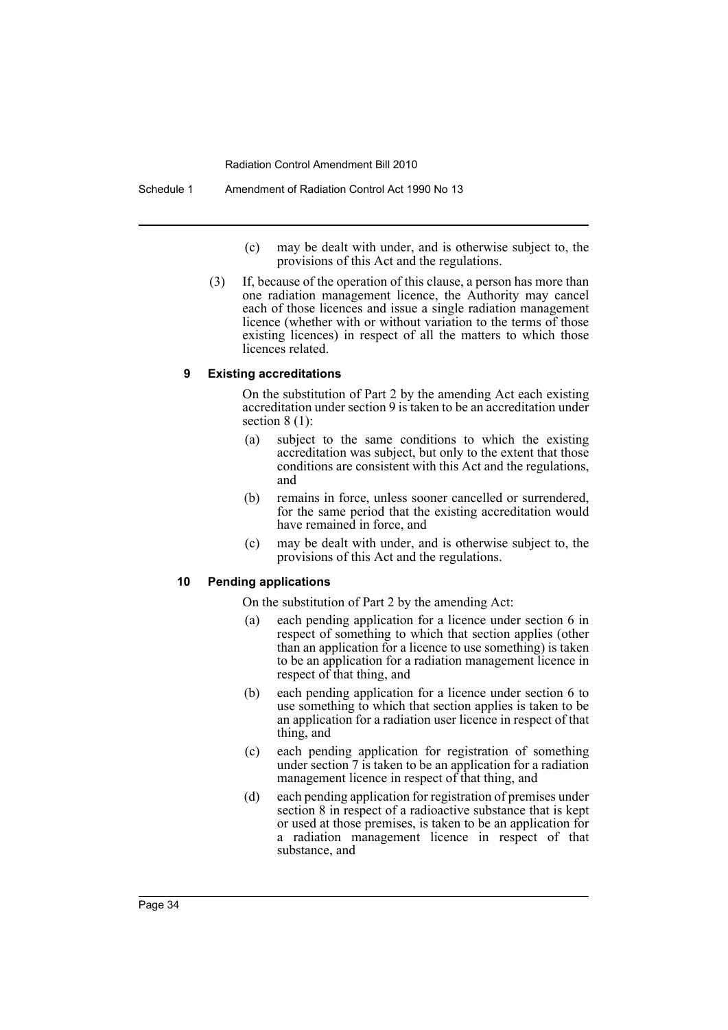(c) may be dealt with under, and is otherwise subject to, the provisions of this Act and the regulations.

(3) If, because of the operation of this clause, a person has more than one radiation management licence, the Authority may cancel each of those licences and issue a single radiation management licence (whether with or without variation to the terms of those existing licences) in respect of all the matters to which those licences related.

**9 Existing accreditations**

On the substitution of Part 2 by the amending Act each existing accreditation under section 9 is taken to be an accreditation under section 8 (1):

(a) subject to the same conditions to which the existing accreditation was subject, but only to the extent that those conditions are consistent with this Act and the regulations, and

(b) remains in force, unless sooner cancelled or surrendered, for the same period that the existing accreditation would have remained in force, and

(c) may be dealt with under, and is otherwise subject to, the provisions of this Act and the regulations.

**10 Pending applications**

On the substitution of Part 2 by the amending Act:

(a) each pending application for a licence under section 6 in respect of something to which that section applies (other than an application for a licence to use something) is taken to be an application for a radiation management licence in respect of that thing, and

(b) each pending application for a licence under section 6 to use something to which that section applies is taken to be an application for a radiation user licence in respect of that thing, and

(c) each pending application for registration of something under section 7 is taken to be an application for a radiation management licence in respect of that thing, and

(d) each pending application for registration of premises under section 8 in respect of a radioactive substance that is kept or used at those premises, is taken to be an application for a radiation management licence in respect of that substance, and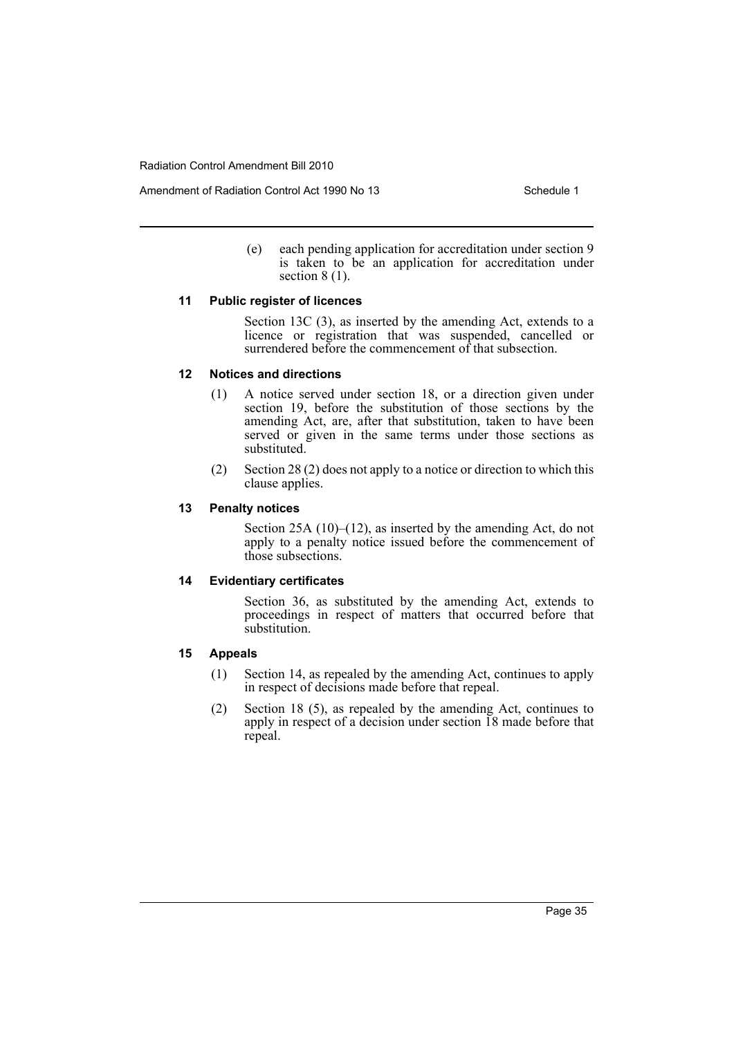(e) each pending application for accreditation under section 9 is taken to be an application for accreditation under section 8 (1).

### 11 Public register of licences

Section 13C (3), as inserted by the amending Act, extends to a licence or registration that was suspended, cancelled or surrendered before the commencement of that subsection.

### 12 Notices and directions

(1) A notice served under section 18, or a direction given under section 19, before the substitution of those sections by the amending Act, are, after that substitution, taken to have been served or given in the same terms under those sections as substituted.

(2) Section 28 (2) does not apply to a notice or direction to which this clause applies.

### 13 Penalty notices

Section 25A (10)–(12), as inserted by the amending Act, do not apply to a penalty notice issued before the commencement of those subsections.

### 14 Evidentiary certificates

Section 36, as substituted by the amending Act, extends to proceedings in respect of matters that occurred before that substitution.

### 15 Appeals

(1) Section 14, as repealed by the amending Act, continues to apply in respect of decisions made before that repeal.

(2) Section 18 (5), as repealed by the amending Act, continues to apply in respect of a decision under section 18 made before that repeal.